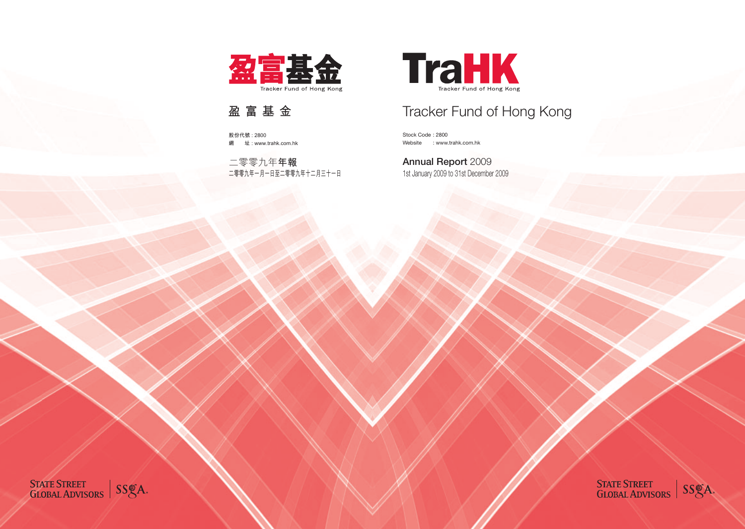盈富基金

Tracker Fund of Hong Kong

# 盈 富 基 金

股份代號 : 2800
網　　址 : www.trahk.com.hk

二零零九年**年報**

二零零九年一月一日至二零零九年十二月三十一日

TraHK

Tracker Fund of Hong Kong

# Tracker Fund of Hong Kong

Stock Code : 2800
Website : www.trahk.com.hk

**Annual Report** 2009

1st January 2009 to 31st December 2009

STATE STREET GLOBAL ADVISORS | SSgA

STATE STREET GLOBAL ADVISORS | SSgA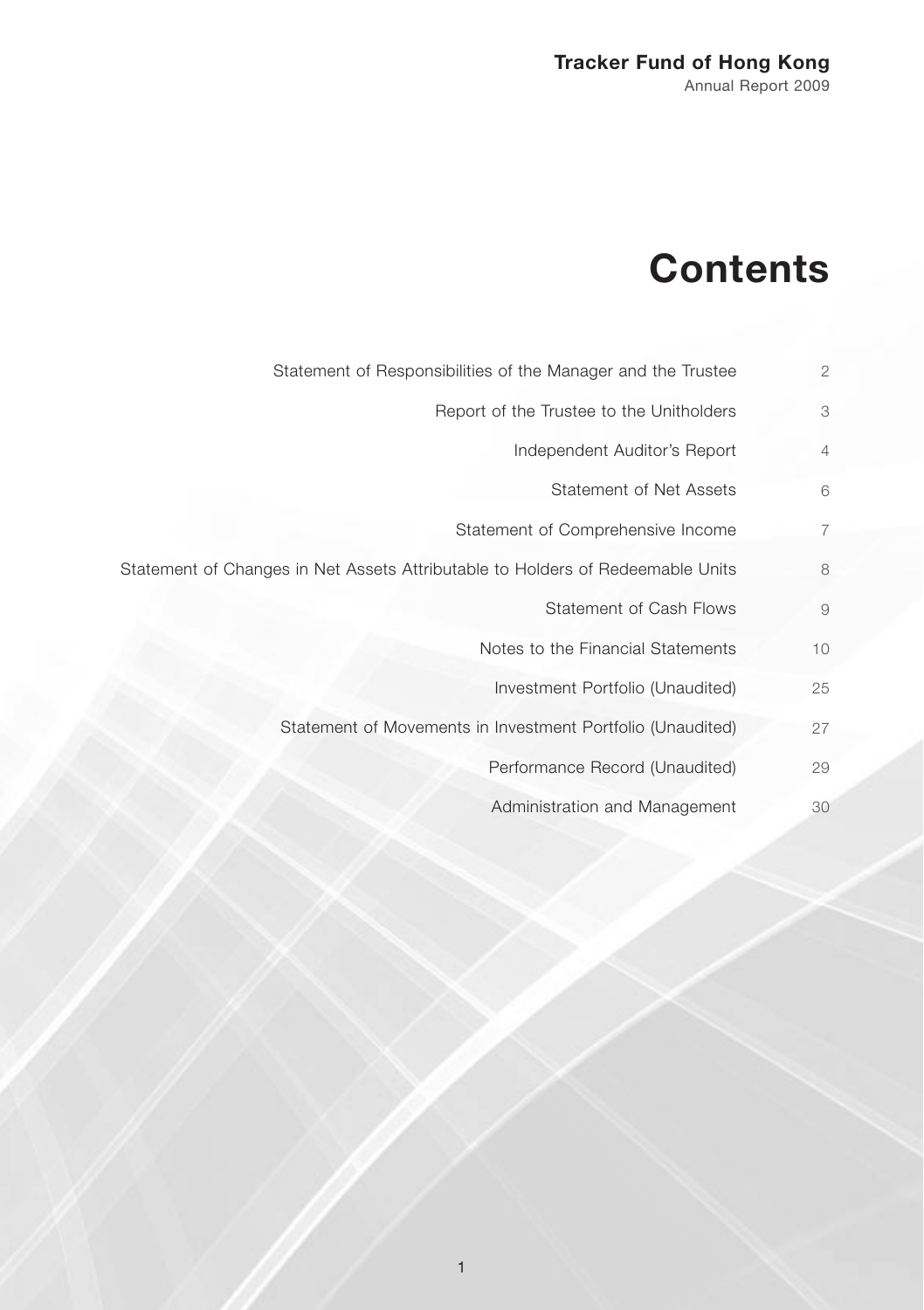**Tracker Fund of Hong Kong**
Annual Report 2009

# Contents

| | |
|---|---|
| Statement of Responsibilities of the Manager and the Trustee | 2 |
| Report of the Trustee to the Unitholders | 3 |
| Independent Auditor's Report | 4 |
| Statement of Net Assets | 6 |
| Statement of Comprehensive Income | 7 |
| Statement of Changes in Net Assets Attributable to Holders of Redeemable Units | 8 |
| Statement of Cash Flows | 9 |
| Notes to the Financial Statements | 10 |
| Investment Portfolio (Unaudited) | 25 |
| Statement of Movements in Investment Portfolio (Unaudited) | 27 |
| Performance Record (Unaudited) | 29 |
| Administration and Management | 30 |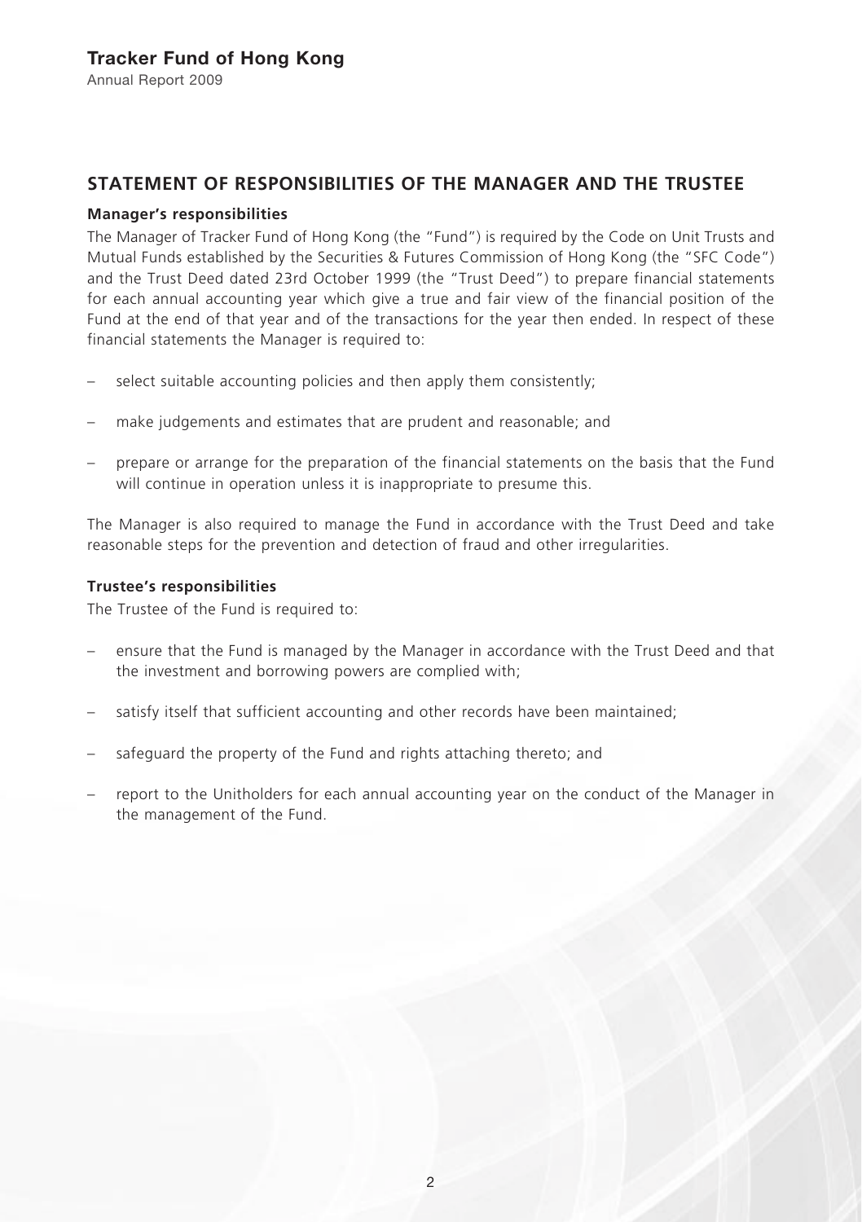## STATEMENT OF RESPONSIBILITIES OF THE MANAGER AND THE TRUSTEE

### Manager's responsibilities

The Manager of Tracker Fund of Hong Kong (the "Fund") is required by the Code on Unit Trusts and Mutual Funds established by the Securities & Futures Commission of Hong Kong (the "SFC Code") and the Trust Deed dated 23rd October 1999 (the "Trust Deed") to prepare financial statements for each annual accounting year which give a true and fair view of the financial position of the Fund at the end of that year and of the transactions for the year then ended. In respect of these financial statements the Manager is required to:

- select suitable accounting policies and then apply them consistently;
- make judgements and estimates that are prudent and reasonable; and
- prepare or arrange for the preparation of the financial statements on the basis that the Fund will continue in operation unless it is inappropriate to presume this.

The Manager is also required to manage the Fund in accordance with the Trust Deed and take reasonable steps for the prevention and detection of fraud and other irregularities.

### Trustee's responsibilities

The Trustee of the Fund is required to:

- ensure that the Fund is managed by the Manager in accordance with the Trust Deed and that the investment and borrowing powers are complied with;
- satisfy itself that sufficient accounting and other records have been maintained;
- safeguard the property of the Fund and rights attaching thereto; and
- report to the Unitholders for each annual accounting year on the conduct of the Manager in the management of the Fund.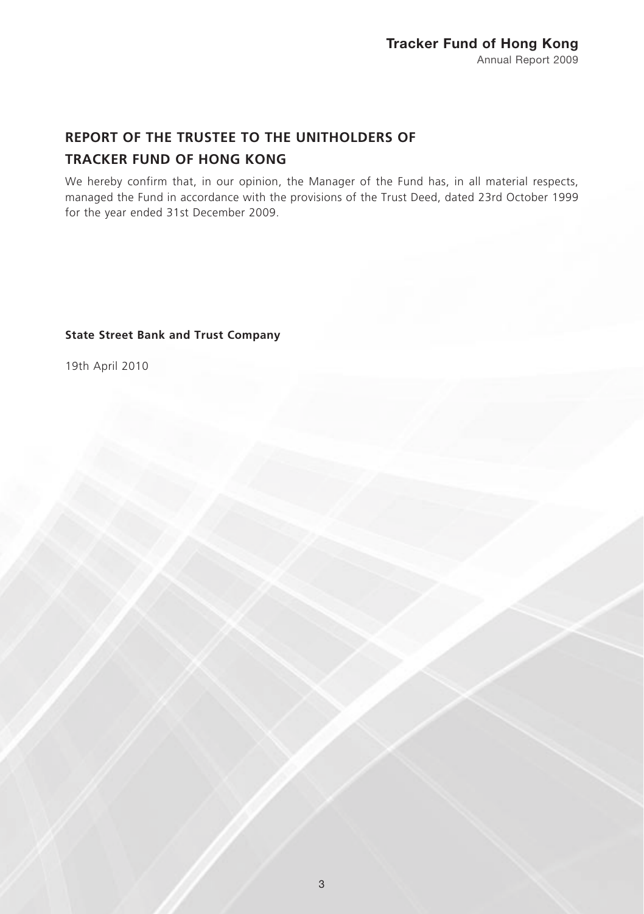# REPORT OF THE TRUSTEE TO THE UNITHOLDERS OF TRACKER FUND OF HONG KONG

We hereby confirm that, in our opinion, the Manager of the Fund has, in all material respects, managed the Fund in accordance with the provisions of the Trust Deed, dated 23rd October 1999 for the year ended 31st December 2009.

**State Street Bank and Trust Company**

19th April 2010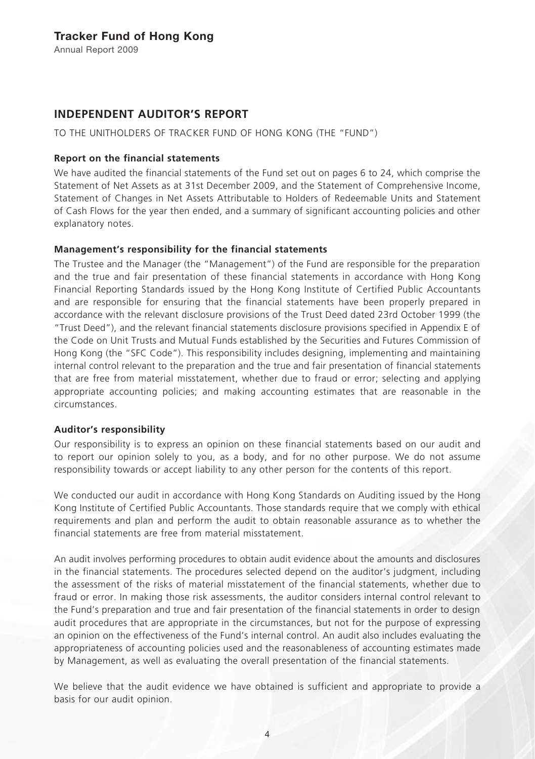## INDEPENDENT AUDITOR'S REPORT

TO THE UNITHOLDERS OF TRACKER FUND OF HONG KONG (THE "FUND")

### Report on the financial statements

We have audited the financial statements of the Fund set out on pages 6 to 24, which comprise the Statement of Net Assets as at 31st December 2009, and the Statement of Comprehensive Income, Statement of Changes in Net Assets Attributable to Holders of Redeemable Units and Statement of Cash Flows for the year then ended, and a summary of significant accounting policies and other explanatory notes.

### Management's responsibility for the financial statements

The Trustee and the Manager (the "Management") of the Fund are responsible for the preparation and the true and fair presentation of these financial statements in accordance with Hong Kong Financial Reporting Standards issued by the Hong Kong Institute of Certified Public Accountants and are responsible for ensuring that the financial statements have been properly prepared in accordance with the relevant disclosure provisions of the Trust Deed dated 23rd October 1999 (the "Trust Deed"), and the relevant financial statements disclosure provisions specified in Appendix E of the Code on Unit Trusts and Mutual Funds established by the Securities and Futures Commission of Hong Kong (the "SFC Code"). This responsibility includes designing, implementing and maintaining internal control relevant to the preparation and the true and fair presentation of financial statements that are free from material misstatement, whether due to fraud or error; selecting and applying appropriate accounting policies; and making accounting estimates that are reasonable in the circumstances.

### Auditor's responsibility

Our responsibility is to express an opinion on these financial statements based on our audit and to report our opinion solely to you, as a body, and for no other purpose. We do not assume responsibility towards or accept liability to any other person for the contents of this report.

We conducted our audit in accordance with Hong Kong Standards on Auditing issued by the Hong Kong Institute of Certified Public Accountants. Those standards require that we comply with ethical requirements and plan and perform the audit to obtain reasonable assurance as to whether the financial statements are free from material misstatement.

An audit involves performing procedures to obtain audit evidence about the amounts and disclosures in the financial statements. The procedures selected depend on the auditor's judgment, including the assessment of the risks of material misstatement of the financial statements, whether due to fraud or error. In making those risk assessments, the auditor considers internal control relevant to the Fund's preparation and true and fair presentation of the financial statements in order to design audit procedures that are appropriate in the circumstances, but not for the purpose of expressing an opinion on the effectiveness of the Fund's internal control. An audit also includes evaluating the appropriateness of accounting policies used and the reasonableness of accounting estimates made by Management, as well as evaluating the overall presentation of the financial statements.

We believe that the audit evidence we have obtained is sufficient and appropriate to provide a basis for our audit opinion.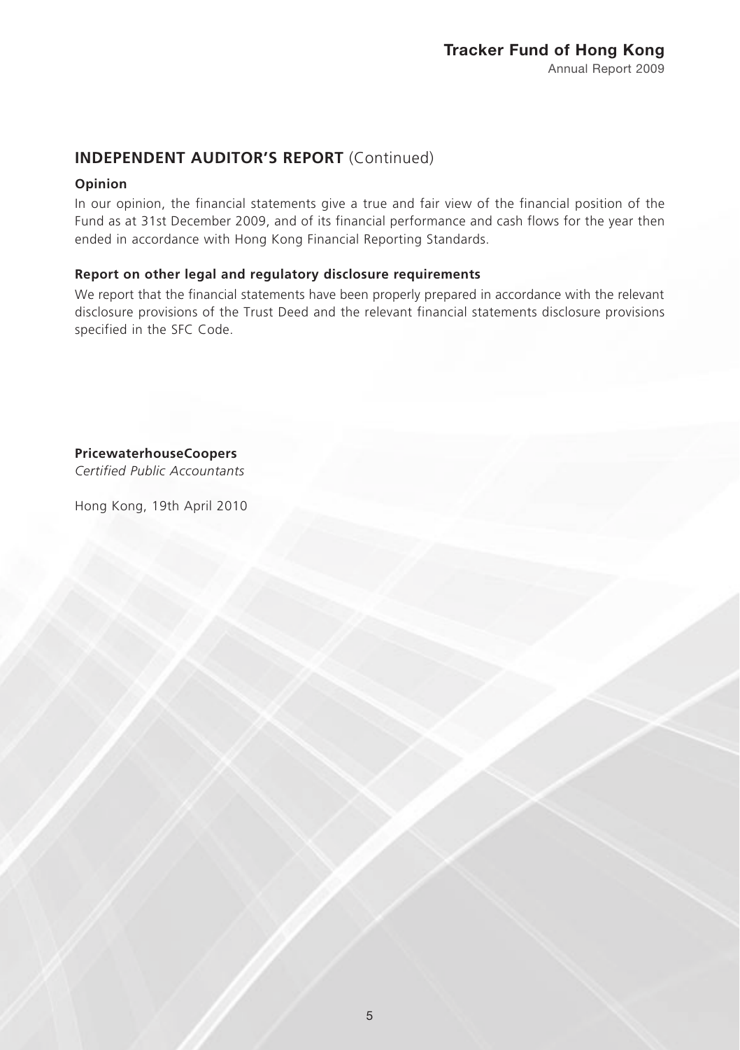## INDEPENDENT AUDITOR'S REPORT (Continued)

### Opinion

In our opinion, the financial statements give a true and fair view of the financial position of the Fund as at 31st December 2009, and of its financial performance and cash flows for the year then ended in accordance with Hong Kong Financial Reporting Standards.

### Report on other legal and regulatory disclosure requirements

We report that the financial statements have been properly prepared in accordance with the relevant disclosure provisions of the Trust Deed and the relevant financial statements disclosure provisions specified in the SFC Code.

**PricewaterhouseCoopers**
*Certified Public Accountants*

Hong Kong, 19th April 2010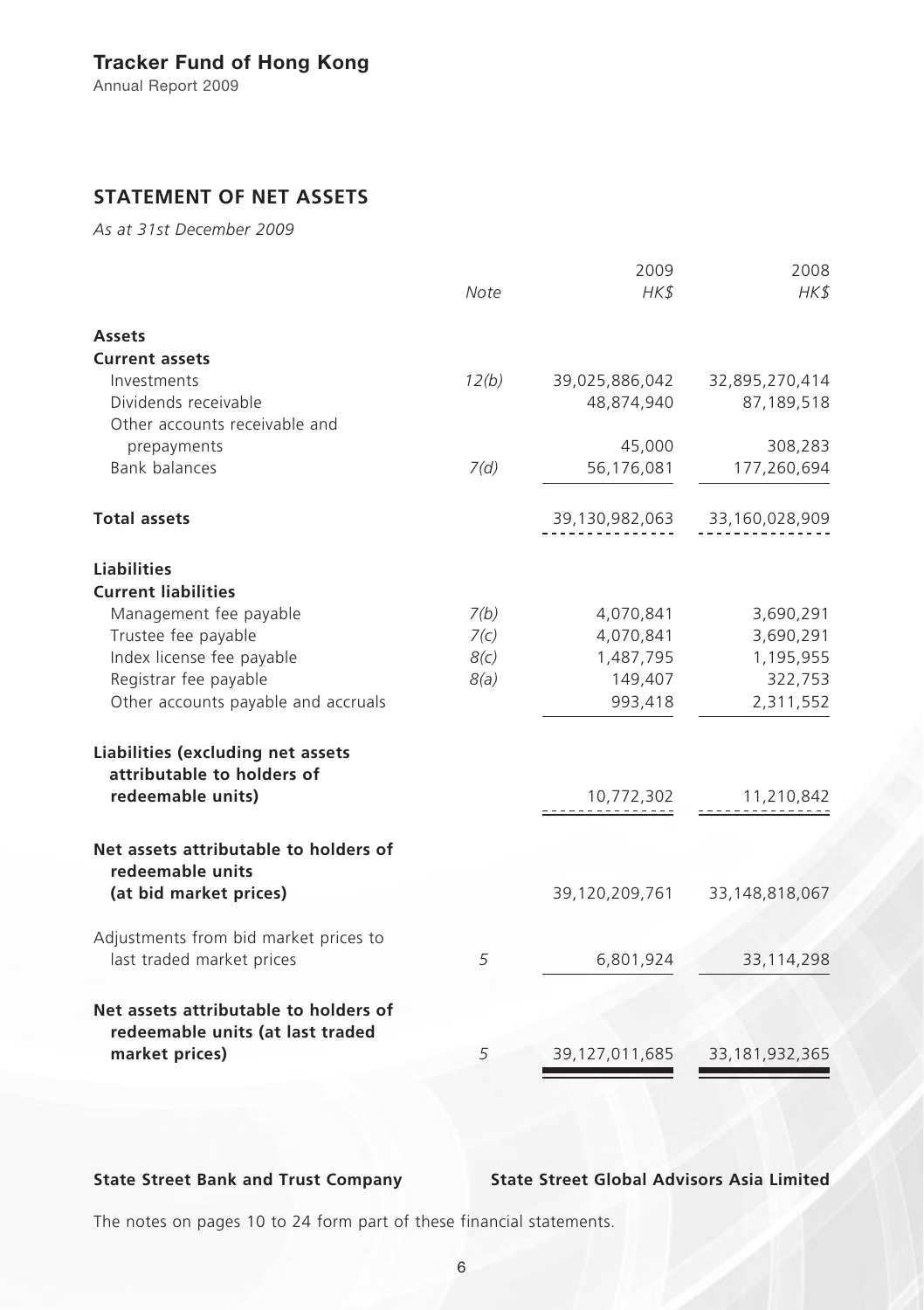## STATEMENT OF NET ASSETS

*As at 31st December 2009*

| | *Note* | 2009 *HK$* | 2008 *HK$* |
|---|---|---|---|
| **Assets** | | | |
| **Current assets** | | | |
| Investments | *12(b)* | 39,025,886,042 | 32,895,270,414 |
| Dividends receivable | | 48,874,940 | 87,189,518 |
| Other accounts receivable and prepayments | | 45,000 | 308,283 |
| Bank balances | *7(d)* | 56,176,081 | 177,260,694 |
| **Total assets** | | 39,130,982,063 | 33,160,028,909 |
| **Liabilities** | | | |
| **Current liabilities** | | | |
| Management fee payable | *7(b)* | 4,070,841 | 3,690,291 |
| Trustee fee payable | *7(c)* | 4,070,841 | 3,690,291 |
| Index license fee payable | *8(c)* | 1,487,795 | 1,195,955 |
| Registrar fee payable | *8(a)* | 149,407 | 322,753 |
| Other accounts payable and accruals | | 993,418 | 2,311,552 |
| **Liabilities (excluding net assets attributable to holders of redeemable units)** | | 10,772,302 | 11,210,842 |
| **Net assets attributable to holders of redeemable units (at bid market prices)** | | 39,120,209,761 | 33,148,818,067 |
| Adjustments from bid market prices to last traded market prices | *5* | 6,801,924 | 33,114,298 |
| **Net assets attributable to holders of redeemable units (at last traded market prices)** | *5* | 39,127,011,685 | 33,181,932,365 |

**State Street Bank and Trust Company** **State Street Global Advisors Asia Limited**

The notes on pages 10 to 24 form part of these financial statements.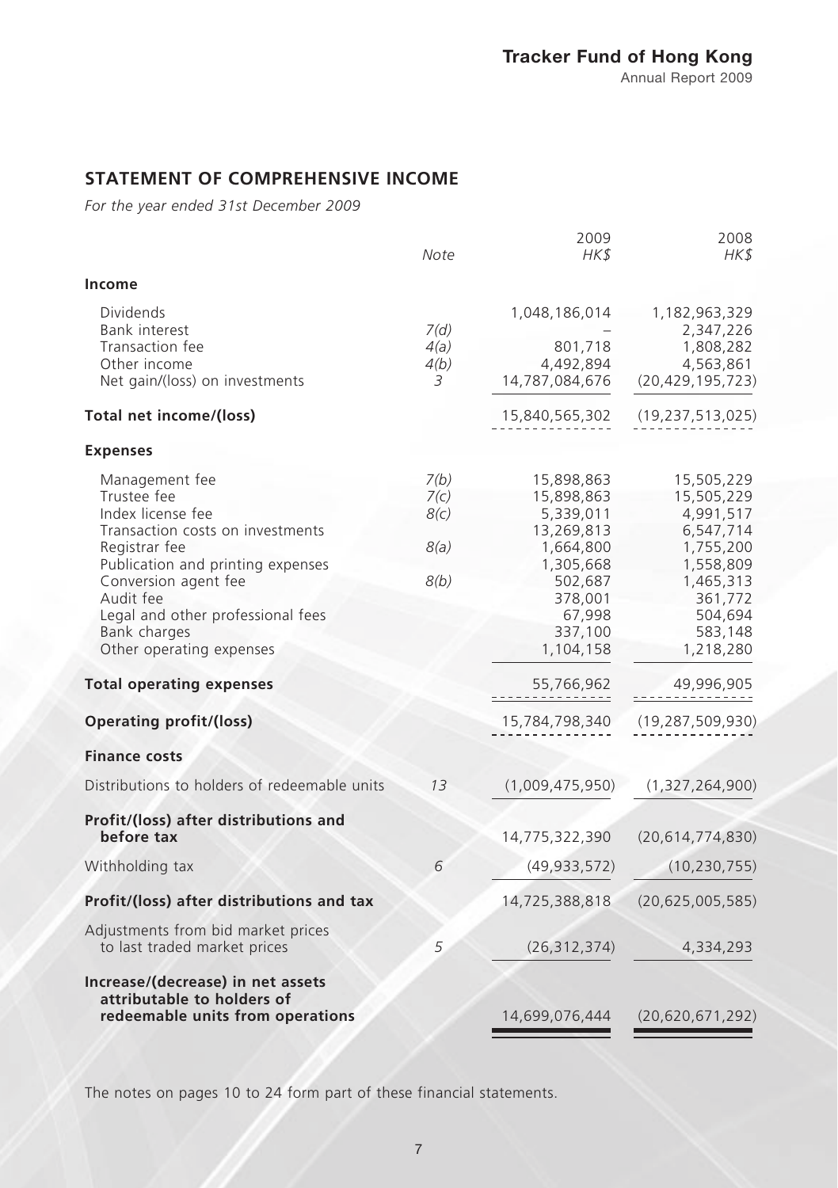## STATEMENT OF COMPREHENSIVE INCOME

*For the year ended 31st December 2009*

| | Note | 2009 HK$ | 2008 HK$ |
|---|---|---|---|
| **Income** | | | |
| Dividends | | 1,048,186,014 | 1,182,963,329 |
| Bank interest | 7(d) | – | 2,347,226 |
| Transaction fee | 4(a) | 801,718 | 1,808,282 |
| Other income | 4(b) | 4,492,894 | 4,563,861 |
| Net gain/(loss) on investments | 3 | 14,787,084,676 | (20,429,195,723) |
| **Total net income/(loss)** | | 15,840,565,302 | (19,237,513,025) |
| **Expenses** | | | |
| Management fee | 7(b) | 15,898,863 | 15,505,229 |
| Trustee fee | 7(c) | 15,898,863 | 15,505,229 |
| Index license fee | 8(c) | 5,339,011 | 4,991,517 |
| Transaction costs on investments | | 13,269,813 | 6,547,714 |
| Registrar fee | 8(a) | 1,664,800 | 1,755,200 |
| Publication and printing expenses | | 1,305,668 | 1,558,809 |
| Conversion agent fee | 8(b) | 502,687 | 1,465,313 |
| Audit fee | | 378,001 | 361,772 |
| Legal and other professional fees | | 67,998 | 504,694 |
| Bank charges | | 337,100 | 583,148 |
| Other operating expenses | | 1,104,158 | 1,218,280 |
| **Total operating expenses** | | 55,766,962 | 49,996,905 |
| **Operating profit/(loss)** | | 15,784,798,340 | (19,287,509,930) |
| **Finance costs** | | | |
| Distributions to holders of redeemable units | 13 | (1,009,475,950) | (1,327,264,900) |
| **Profit/(loss) after distributions and before tax** | | 14,775,322,390 | (20,614,774,830) |
| Withholding tax | 6 | (49,933,572) | (10,230,755) |
| **Profit/(loss) after distributions and tax** | | 14,725,388,818 | (20,625,005,585) |
| Adjustments from bid market prices to last traded market prices | 5 | (26,312,374) | 4,334,293 |
| **Increase/(decrease) in net assets attributable to holders of redeemable units from operations** | | 14,699,076,444 | (20,620,671,292) |

The notes on pages 10 to 24 form part of these financial statements.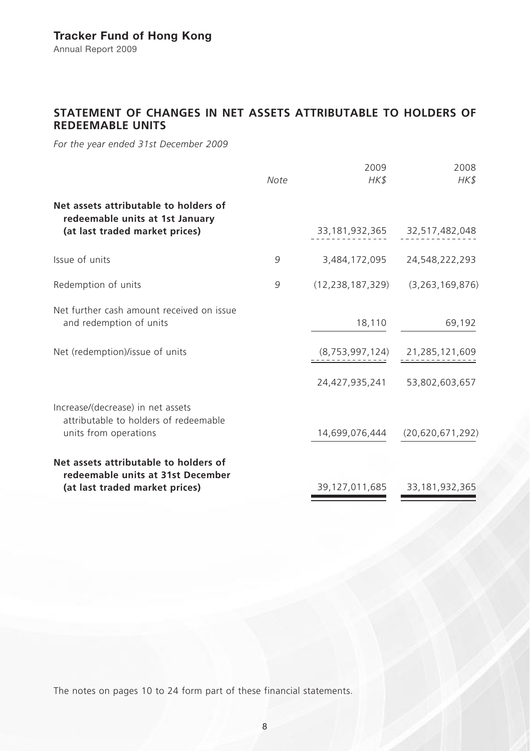## STATEMENT OF CHANGES IN NET ASSETS ATTRIBUTABLE TO HOLDERS OF REDEEMABLE UNITS

*For the year ended 31st December 2009*

| | Note | 2009 HK$ | 2008 HK$ |
|---|---|---|---|
| **Net assets attributable to holders of redeemable units at 1st January (at last traded market prices)** | | 33,181,932,365 | 32,517,482,048 |
| Issue of units | 9 | 3,484,172,095 | 24,548,222,293 |
| Redemption of units | 9 | (12,238,187,329) | (3,263,169,876) |
| Net further cash amount received on issue and redemption of units | | 18,110 | 69,192 |
| Net (redemption)/issue of units | | (8,753,997,124) | 21,285,121,609 |
| | | 24,427,935,241 | 53,802,603,657 |
| Increase/(decrease) in net assets attributable to holders of redeemable units from operations | | 14,699,076,444 | (20,620,671,292) |
| **Net assets attributable to holders of redeemable units at 31st December (at last traded market prices)** | | 39,127,011,685 | 33,181,932,365 |

The notes on pages 10 to 24 form part of these financial statements.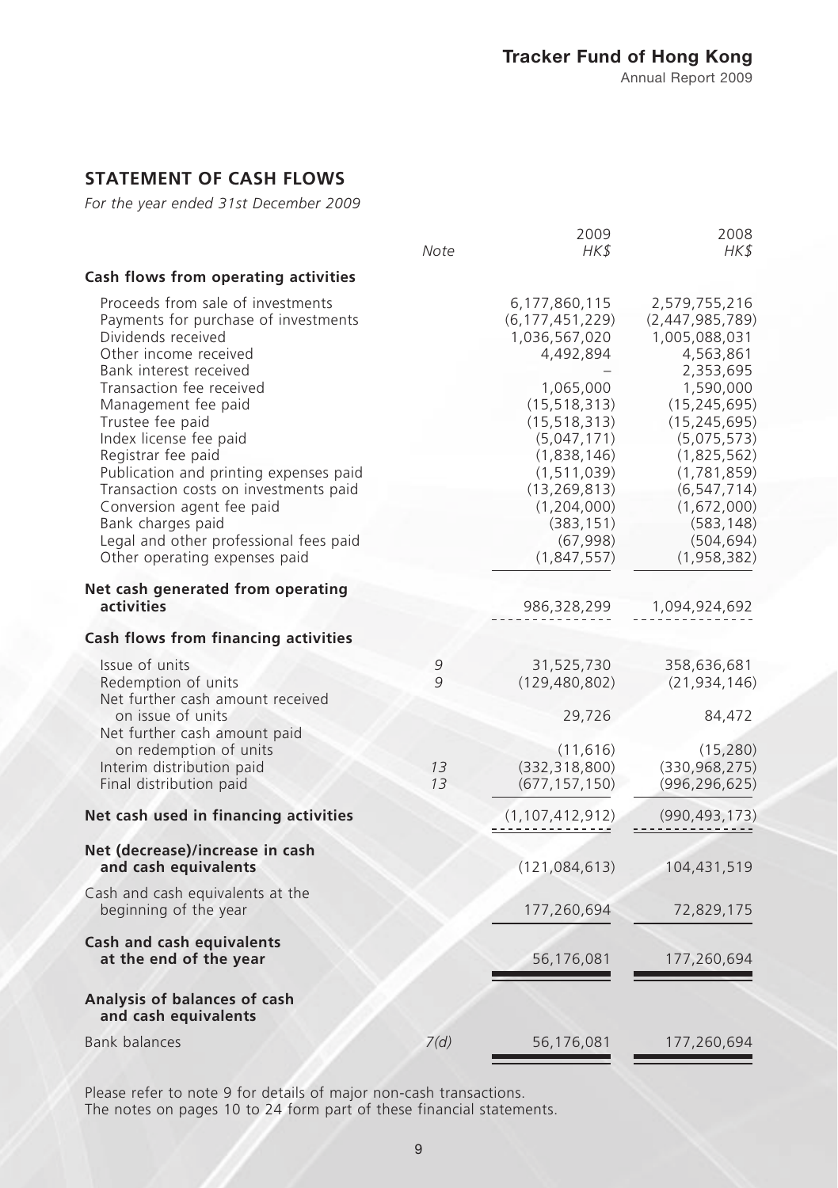## STATEMENT OF CASH FLOWS

*For the year ended 31st December 2009*

| | Note | 2009 HK$ | 2008 HK$ |
|---|---|---|---|
| **Cash flows from operating activities** | | | |
| Proceeds from sale of investments | | 6,177,860,115 | 2,579,755,216 |
| Payments for purchase of investments | | (6,177,451,229) | (2,447,985,789) |
| Dividends received | | 1,036,567,020 | 1,005,088,031 |
| Other income received | | 4,492,894 | 4,563,861 |
| Bank interest received | | – | 2,353,695 |
| Transaction fee received | | 1,065,000 | 1,590,000 |
| Management fee paid | | (15,518,313) | (15,245,695) |
| Trustee fee paid | | (15,518,313) | (15,245,695) |
| Index license fee paid | | (5,047,171) | (5,075,573) |
| Registrar fee paid | | (1,838,146) | (1,825,562) |
| Publication and printing expenses paid | | (1,511,039) | (1,781,859) |
| Transaction costs on investments paid | | (13,269,813) | (6,547,714) |
| Conversion agent fee paid | | (1,204,000) | (1,672,000) |
| Bank charges paid | | (383,151) | (583,148) |
| Legal and other professional fees paid | | (67,998) | (504,694) |
| Other operating expenses paid | | (1,847,557) | (1,958,382) |
| **Net cash generated from operating activities** | | 986,328,299 | 1,094,924,692 |
| **Cash flows from financing activities** | | | |
| Issue of units | 9 | 31,525,730 | 358,636,681 |
| Redemption of units | 9 | (129,480,802) | (21,934,146) |
| Net further cash amount received on issue of units | | 29,726 | 84,472 |
| Net further cash amount paid on redemption of units | | (11,616) | (15,280) |
| Interim distribution paid | 13 | (332,318,800) | (330,968,275) |
| Final distribution paid | 13 | (677,157,150) | (996,296,625) |
| **Net cash used in financing activities** | | (1,107,412,912) | (990,493,173) |
| **Net (decrease)/increase in cash and cash equivalents** | | (121,084,613) | 104,431,519 |
| Cash and cash equivalents at the beginning of the year | | 177,260,694 | 72,829,175 |
| **Cash and cash equivalents at the end of the year** | | 56,176,081 | 177,260,694 |
| **Analysis of balances of cash and cash equivalents** | | | |
| Bank balances | 7(d) | 56,176,081 | 177,260,694 |

Please refer to note 9 for details of major non-cash transactions.
The notes on pages 10 to 24 form part of these financial statements.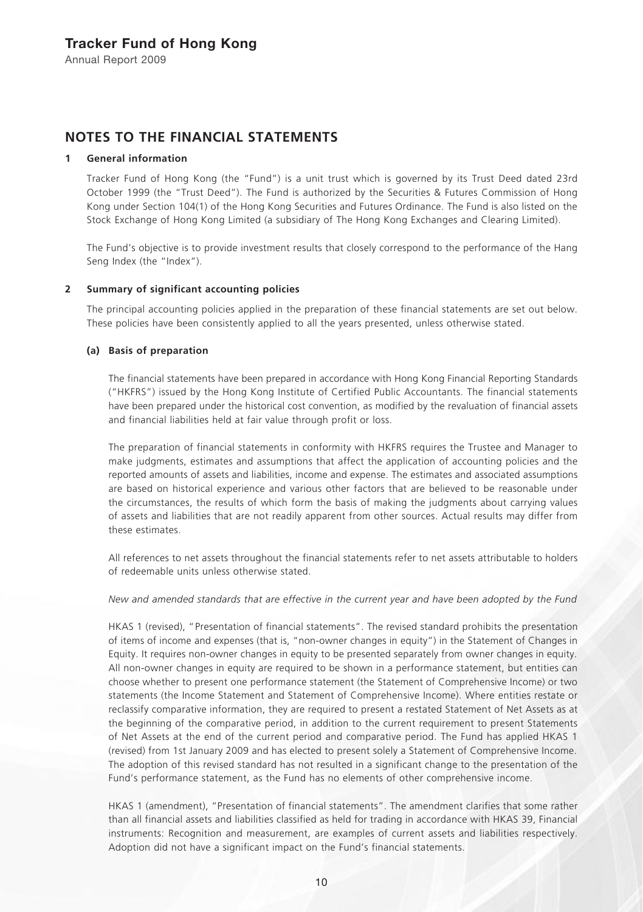# NOTES TO THE FINANCIAL STATEMENTS

## 1 General information

Tracker Fund of Hong Kong (the "Fund") is a unit trust which is governed by its Trust Deed dated 23rd October 1999 (the "Trust Deed"). The Fund is authorized by the Securities & Futures Commission of Hong Kong under Section 104(1) of the Hong Kong Securities and Futures Ordinance. The Fund is also listed on the Stock Exchange of Hong Kong Limited (a subsidiary of The Hong Kong Exchanges and Clearing Limited).

The Fund's objective is to provide investment results that closely correspond to the performance of the Hang Seng Index (the "Index").

## 2 Summary of significant accounting policies

The principal accounting policies applied in the preparation of these financial statements are set out below. These policies have been consistently applied to all the years presented, unless otherwise stated.

### (a) Basis of preparation

The financial statements have been prepared in accordance with Hong Kong Financial Reporting Standards ("HKFRS") issued by the Hong Kong Institute of Certified Public Accountants. The financial statements have been prepared under the historical cost convention, as modified by the revaluation of financial assets and financial liabilities held at fair value through profit or loss.

The preparation of financial statements in conformity with HKFRS requires the Trustee and Manager to make judgments, estimates and assumptions that affect the application of accounting policies and the reported amounts of assets and liabilities, income and expense. The estimates and associated assumptions are based on historical experience and various other factors that are believed to be reasonable under the circumstances, the results of which form the basis of making the judgments about carrying values of assets and liabilities that are not readily apparent from other sources. Actual results may differ from these estimates.

All references to net assets throughout the financial statements refer to net assets attributable to holders of redeemable units unless otherwise stated.

*New and amended standards that are effective in the current year and have been adopted by the Fund*

HKAS 1 (revised), "Presentation of financial statements". The revised standard prohibits the presentation of items of income and expenses (that is, "non-owner changes in equity") in the Statement of Changes in Equity. It requires non-owner changes in equity to be presented separately from owner changes in equity. All non-owner changes in equity are required to be shown in a performance statement, but entities can choose whether to present one performance statement (the Statement of Comprehensive Income) or two statements (the Income Statement and Statement of Comprehensive Income). Where entities restate or reclassify comparative information, they are required to present a restated Statement of Net Assets as at the beginning of the comparative period, in addition to the current requirement to present Statements of Net Assets at the end of the current period and comparative period. The Fund has applied HKAS 1 (revised) from 1st January 2009 and has elected to present solely a Statement of Comprehensive Income. The adoption of this revised standard has not resulted in a significant change to the presentation of the Fund's performance statement, as the Fund has no elements of other comprehensive income.

HKAS 1 (amendment), "Presentation of financial statements". The amendment clarifies that some rather than all financial assets and liabilities classified as held for trading in accordance with HKAS 39, Financial instruments: Recognition and measurement, are examples of current assets and liabilities respectively. Adoption did not have a significant impact on the Fund's financial statements.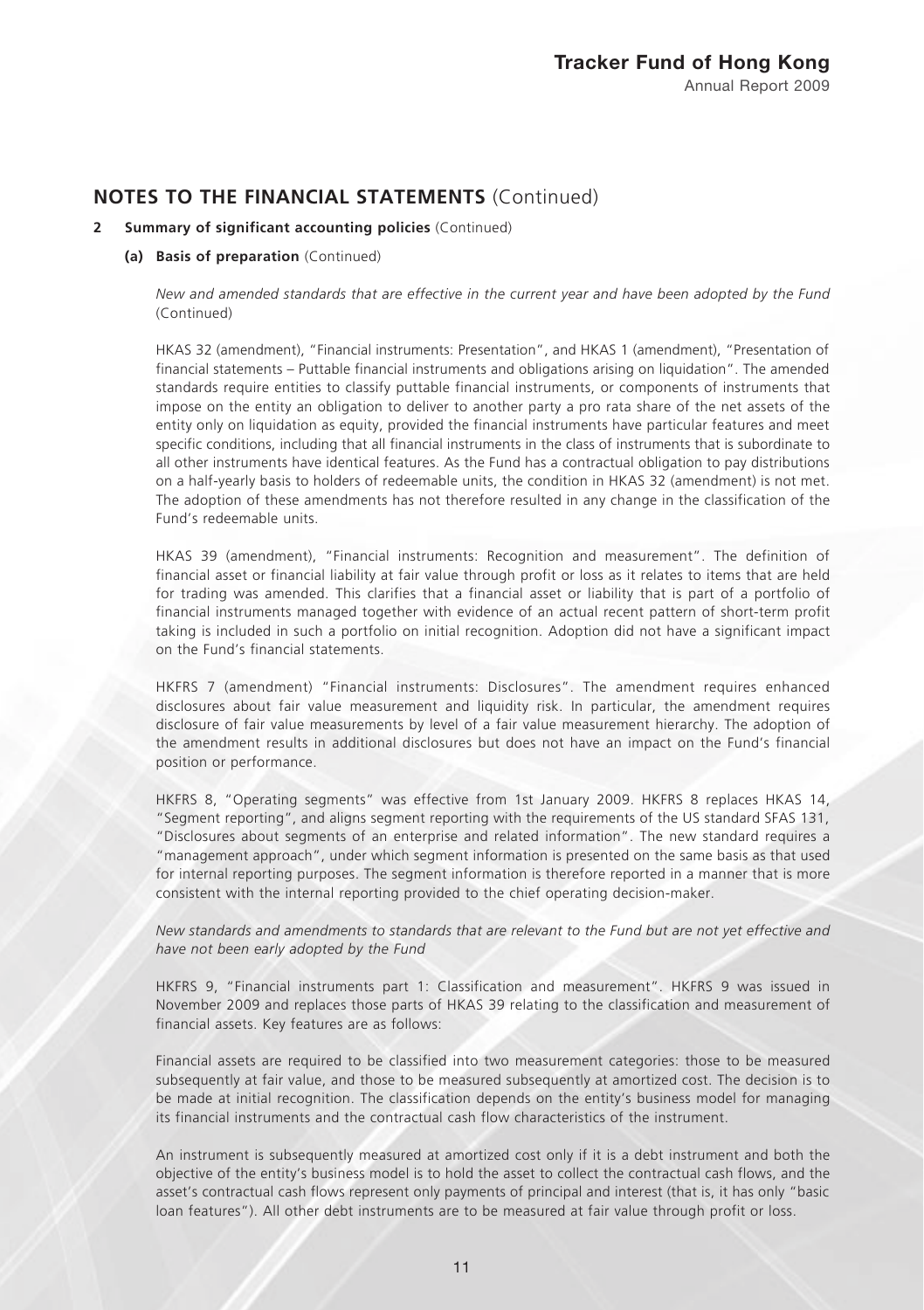## NOTES TO THE FINANCIAL STATEMENTS (Continued)

### 2 Summary of significant accounting policies (Continued)

#### (a) Basis of preparation (Continued)

*New and amended standards that are effective in the current year and have been adopted by the Fund* (Continued)

HKAS 32 (amendment), "Financial instruments: Presentation", and HKAS 1 (amendment), "Presentation of financial statements – Puttable financial instruments and obligations arising on liquidation". The amended standards require entities to classify puttable financial instruments, or components of instruments that impose on the entity an obligation to deliver to another party a pro rata share of the net assets of the entity only on liquidation as equity, provided the financial instruments have particular features and meet specific conditions, including that all financial instruments in the class of instruments that is subordinate to all other instruments have identical features. As the Fund has a contractual obligation to pay distributions on a half-yearly basis to holders of redeemable units, the condition in HKAS 32 (amendment) is not met. The adoption of these amendments has not therefore resulted in any change in the classification of the Fund's redeemable units.

HKAS 39 (amendment), "Financial instruments: Recognition and measurement". The definition of financial asset or financial liability at fair value through profit or loss as it relates to items that are held for trading was amended. This clarifies that a financial asset or liability that is part of a portfolio of financial instruments managed together with evidence of an actual recent pattern of short-term profit taking is included in such a portfolio on initial recognition. Adoption did not have a significant impact on the Fund's financial statements.

HKFRS 7 (amendment) "Financial instruments: Disclosures". The amendment requires enhanced disclosures about fair value measurement and liquidity risk. In particular, the amendment requires disclosure of fair value measurements by level of a fair value measurement hierarchy. The adoption of the amendment results in additional disclosures but does not have an impact on the Fund's financial position or performance.

HKFRS 8, "Operating segments" was effective from 1st January 2009. HKFRS 8 replaces HKAS 14, "Segment reporting", and aligns segment reporting with the requirements of the US standard SFAS 131, "Disclosures about segments of an enterprise and related information". The new standard requires a "management approach", under which segment information is presented on the same basis as that used for internal reporting purposes. The segment information is therefore reported in a manner that is more consistent with the internal reporting provided to the chief operating decision-maker.

*New standards and amendments to standards that are relevant to the Fund but are not yet effective and have not been early adopted by the Fund*

HKFRS 9, "Financial instruments part 1: Classification and measurement". HKFRS 9 was issued in November 2009 and replaces those parts of HKAS 39 relating to the classification and measurement of financial assets. Key features are as follows:

Financial assets are required to be classified into two measurement categories: those to be measured subsequently at fair value, and those to be measured subsequently at amortized cost. The decision is to be made at initial recognition. The classification depends on the entity's business model for managing its financial instruments and the contractual cash flow characteristics of the instrument.

An instrument is subsequently measured at amortized cost only if it is a debt instrument and both the objective of the entity's business model is to hold the asset to collect the contractual cash flows, and the asset's contractual cash flows represent only payments of principal and interest (that is, it has only "basic loan features"). All other debt instruments are to be measured at fair value through profit or loss.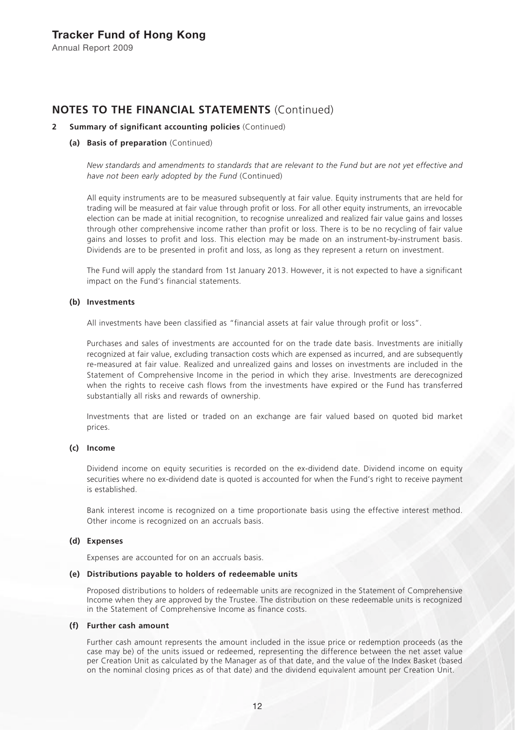## NOTES TO THE FINANCIAL STATEMENTS (Continued)

**2 Summary of significant accounting policies** (Continued)

**(a) Basis of preparation** (Continued)

*New standards and amendments to standards that are relevant to the Fund but are not yet effective and have not been early adopted by the Fund* (Continued)

All equity instruments are to be measured subsequently at fair value. Equity instruments that are held for trading will be measured at fair value through profit or loss. For all other equity instruments, an irrevocable election can be made at initial recognition, to recognise unrealized and realized fair value gains and losses through other comprehensive income rather than profit or loss. There is to be no recycling of fair value gains and losses to profit and loss. This election may be made on an instrument-by-instrument basis. Dividends are to be presented in profit and loss, as long as they represent a return on investment.

The Fund will apply the standard from 1st January 2013. However, it is not expected to have a significant impact on the Fund's financial statements.

**(b) Investments**

All investments have been classified as "financial assets at fair value through profit or loss".

Purchases and sales of investments are accounted for on the trade date basis. Investments are initially recognized at fair value, excluding transaction costs which are expensed as incurred, and are subsequently re-measured at fair value. Realized and unrealized gains and losses on investments are included in the Statement of Comprehensive Income in the period in which they arise. Investments are derecognized when the rights to receive cash flows from the investments have expired or the Fund has transferred substantially all risks and rewards of ownership.

Investments that are listed or traded on an exchange are fair valued based on quoted bid market prices.

**(c) Income**

Dividend income on equity securities is recorded on the ex-dividend date. Dividend income on equity securities where no ex-dividend date is quoted is accounted for when the Fund's right to receive payment is established.

Bank interest income is recognized on a time proportionate basis using the effective interest method. Other income is recognized on an accruals basis.

**(d) Expenses**

Expenses are accounted for on an accruals basis.

**(e) Distributions payable to holders of redeemable units**

Proposed distributions to holders of redeemable units are recognized in the Statement of Comprehensive Income when they are approved by the Trustee. The distribution on these redeemable units is recognized in the Statement of Comprehensive Income as finance costs.

**(f) Further cash amount**

Further cash amount represents the amount included in the issue price or redemption proceeds (as the case may be) of the units issued or redeemed, representing the difference between the net asset value per Creation Unit as calculated by the Manager as of that date, and the value of the Index Basket (based on the nominal closing prices as of that date) and the dividend equivalent amount per Creation Unit.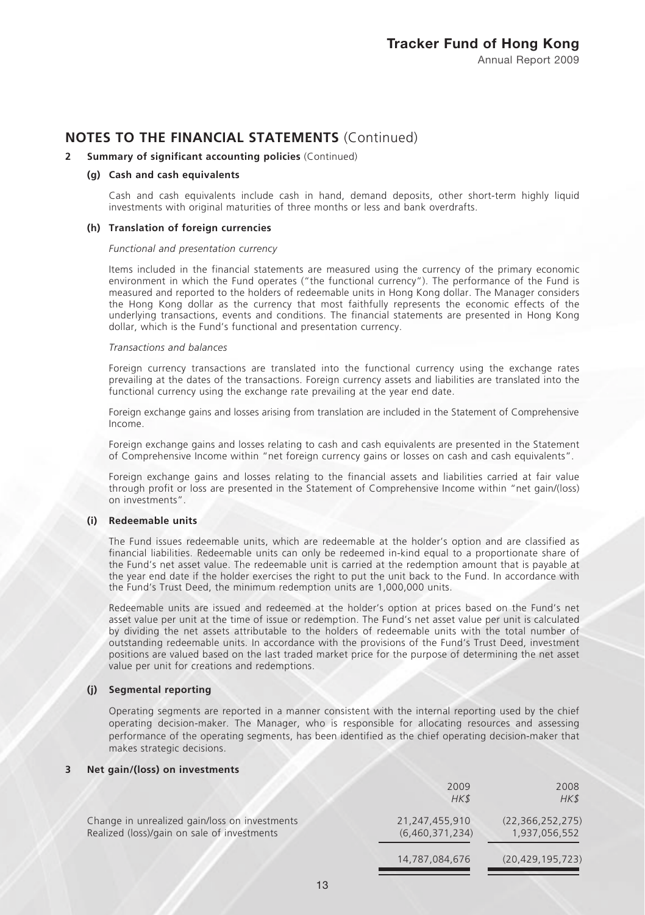## NOTES TO THE FINANCIAL STATEMENTS (Continued)

**2 Summary of significant accounting policies** (Continued)

**(g) Cash and cash equivalents**

Cash and cash equivalents include cash in hand, demand deposits, other short-term highly liquid investments with original maturities of three months or less and bank overdrafts.

**(h) Translation of foreign currencies**

*Functional and presentation currency*

Items included in the financial statements are measured using the currency of the primary economic environment in which the Fund operates ("the functional currency"). The performance of the Fund is measured and reported to the holders of redeemable units in Hong Kong dollar. The Manager considers the Hong Kong dollar as the currency that most faithfully represents the economic effects of the underlying transactions, events and conditions. The financial statements are presented in Hong Kong dollar, which is the Fund's functional and presentation currency.

*Transactions and balances*

Foreign currency transactions are translated into the functional currency using the exchange rates prevailing at the dates of the transactions. Foreign currency assets and liabilities are translated into the functional currency using the exchange rate prevailing at the year end date.

Foreign exchange gains and losses arising from translation are included in the Statement of Comprehensive Income.

Foreign exchange gains and losses relating to cash and cash equivalents are presented in the Statement of Comprehensive Income within "net foreign currency gains or losses on cash and cash equivalents".

Foreign exchange gains and losses relating to the financial assets and liabilities carried at fair value through profit or loss are presented in the Statement of Comprehensive Income within "net gain/(loss) on investments".

**(i) Redeemable units**

The Fund issues redeemable units, which are redeemable at the holder's option and are classified as financial liabilities. Redeemable units can only be redeemed in-kind equal to a proportionate share of the Fund's net asset value. The redeemable unit is carried at the redemption amount that is payable at the year end date if the holder exercises the right to put the unit back to the Fund. In accordance with the Fund's Trust Deed, the minimum redemption units are 1,000,000 units.

Redeemable units are issued and redeemed at the holder's option at prices based on the Fund's net asset value per unit at the time of issue or redemption. The Fund's net asset value per unit is calculated by dividing the net assets attributable to the holders of redeemable units with the total number of outstanding redeemable units. In accordance with the provisions of the Fund's Trust Deed, investment positions are valued based on the last traded market price for the purpose of determining the net asset value per unit for creations and redemptions.

**(j) Segmental reporting**

Operating segments are reported in a manner consistent with the internal reporting used by the chief operating decision-maker. The Manager, who is responsible for allocating resources and assessing performance of the operating segments, has been identified as the chief operating decision-maker that makes strategic decisions.

**3 Net gain/(loss) on investments**

| | 2009<br>*HK$* | 2008<br>*HK$* |
|---|---|---|
| Change in unrealized gain/loss on investments | 21,247,455,910 | (22,366,252,275) |
| Realized (loss)/gain on sale of investments | (6,460,371,234) | 1,937,056,552 |
| | 14,787,084,676 | (20,429,195,723) |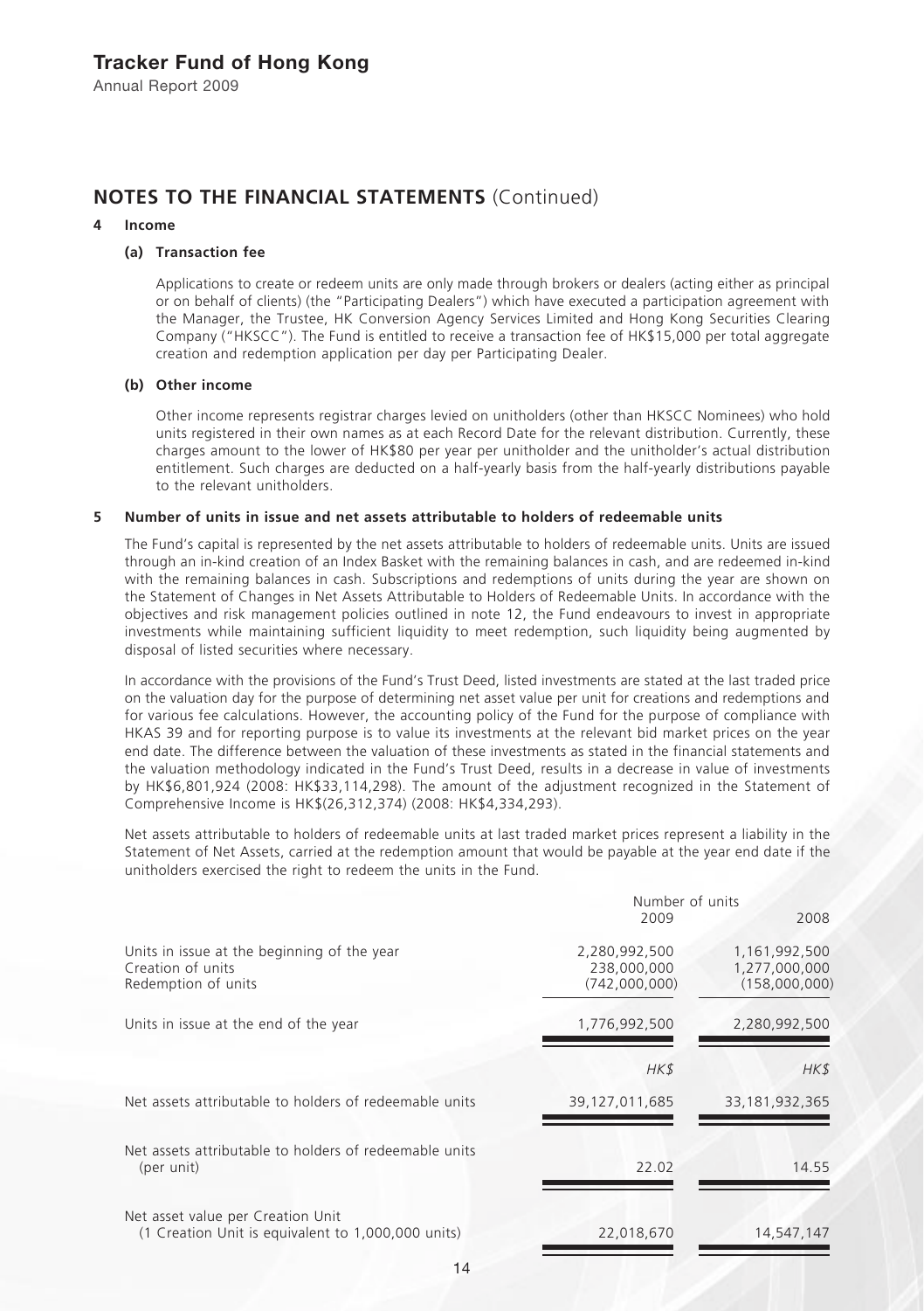## NOTES TO THE FINANCIAL STATEMENTS (Continued)

### 4 Income

#### (a) Transaction fee

Applications to create or redeem units are only made through brokers or dealers (acting either as principal or on behalf of clients) (the "Participating Dealers") which have executed a participation agreement with the Manager, the Trustee, HK Conversion Agency Services Limited and Hong Kong Securities Clearing Company ("HKSCC"). The Fund is entitled to receive a transaction fee of HK$15,000 per total aggregate creation and redemption application per day per Participating Dealer.

#### (b) Other income

Other income represents registrar charges levied on unitholders (other than HKSCC Nominees) who hold units registered in their own names as at each Record Date for the relevant distribution. Currently, these charges amount to the lower of HK$80 per year per unitholder and the unitholder's actual distribution entitlement. Such charges are deducted on a half-yearly basis from the half-yearly distributions payable to the relevant unitholders.

### 5 Number of units in issue and net assets attributable to holders of redeemable units

The Fund's capital is represented by the net assets attributable to holders of redeemable units. Units are issued through an in-kind creation of an Index Basket with the remaining balances in cash, and are redeemed in-kind with the remaining balances in cash. Subscriptions and redemptions of units during the year are shown on the Statement of Changes in Net Assets Attributable to Holders of Redeemable Units. In accordance with the objectives and risk management policies outlined in note 12, the Fund endeavours to invest in appropriate investments while maintaining sufficient liquidity to meet redemption, such liquidity being augmented by disposal of listed securities where necessary.

In accordance with the provisions of the Fund's Trust Deed, listed investments are stated at the last traded price on the valuation day for the purpose of determining net asset value per unit for creations and redemptions and for various fee calculations. However, the accounting policy of the Fund for the purpose of compliance with HKAS 39 and for reporting purpose is to value its investments at the relevant bid market prices on the year end date. The difference between the valuation of these investments as stated in the financial statements and the valuation methodology indicated in the Fund's Trust Deed, results in a decrease in value of investments by HK$6,801,924 (2008: HK$33,114,298). The amount of the adjustment recognized in the Statement of Comprehensive Income is HK$(26,312,374) (2008: HK$4,334,293).

Net assets attributable to holders of redeemable units at last traded market prices represent a liability in the Statement of Net Assets, carried at the redemption amount that would be payable at the year end date if the unitholders exercised the right to redeem the units in the Fund.

| | Number of units | |
|---|---|---|
| | 2009 | 2008 |
| Units in issue at the beginning of the year | 2,280,992,500 | 1,161,992,500 |
| Creation of units | 238,000,000 | 1,277,000,000 |
| Redemption of units | (742,000,000) | (158,000,000) |
| Units in issue at the end of the year | 1,776,992,500 | 2,280,992,500 |
| | *HK$* | *HK$* |
| Net assets attributable to holders of redeemable units | 39,127,011,685 | 33,181,932,365 |
| Net assets attributable to holders of redeemable units (per unit) | 22.02 | 14.55 |
| Net asset value per Creation Unit (1 Creation Unit is equivalent to 1,000,000 units) | 22,018,670 | 14,547,147 |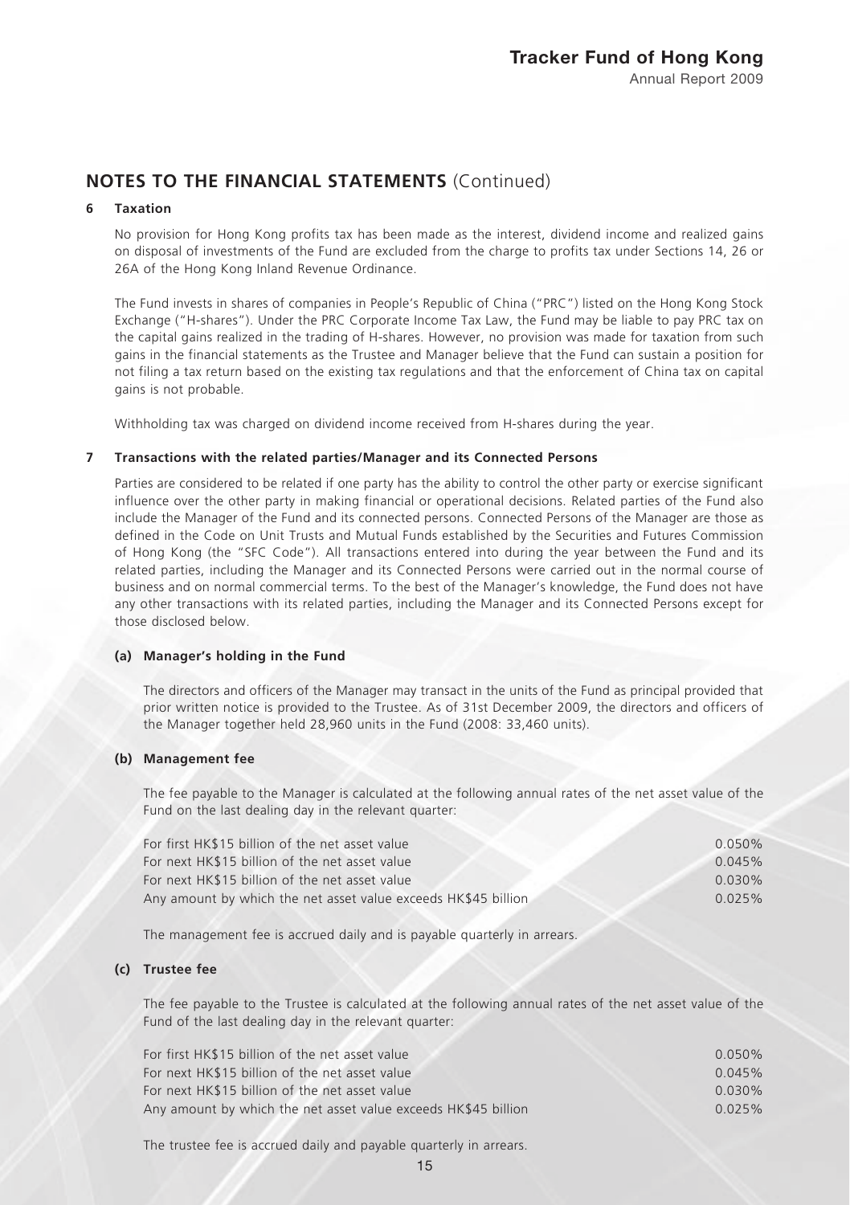## NOTES TO THE FINANCIAL STATEMENTS (Continued)

### 6 Taxation

No provision for Hong Kong profits tax has been made as the interest, dividend income and realized gains on disposal of investments of the Fund are excluded from the charge to profits tax under Sections 14, 26 or 26A of the Hong Kong Inland Revenue Ordinance.

The Fund invests in shares of companies in People's Republic of China ("PRC") listed on the Hong Kong Stock Exchange ("H-shares"). Under the PRC Corporate Income Tax Law, the Fund may be liable to pay PRC tax on the capital gains realized in the trading of H-shares. However, no provision was made for taxation from such gains in the financial statements as the Trustee and Manager believe that the Fund can sustain a position for not filing a tax return based on the existing tax regulations and that the enforcement of China tax on capital gains is not probable.

Withholding tax was charged on dividend income received from H-shares during the year.

### 7 Transactions with the related parties/Manager and its Connected Persons

Parties are considered to be related if one party has the ability to control the other party or exercise significant influence over the other party in making financial or operational decisions. Related parties of the Fund also include the Manager of the Fund and its connected persons. Connected Persons of the Manager are those as defined in the Code on Unit Trusts and Mutual Funds established by the Securities and Futures Commission of Hong Kong (the "SFC Code"). All transactions entered into during the year between the Fund and its related parties, including the Manager and its Connected Persons were carried out in the normal course of business and on normal commercial terms. To the best of the Manager's knowledge, the Fund does not have any other transactions with its related parties, including the Manager and its Connected Persons except for those disclosed below.

#### (a) Manager's holding in the Fund

The directors and officers of the Manager may transact in the units of the Fund as principal provided that prior written notice is provided to the Trustee. As of 31st December 2009, the directors and officers of the Manager together held 28,960 units in the Fund (2008: 33,460 units).

#### (b) Management fee

The fee payable to the Manager is calculated at the following annual rates of the net asset value of the Fund on the last dealing day in the relevant quarter:

| | |
|---|---|
| For first HK$15 billion of the net asset value | 0.050% |
| For next HK$15 billion of the net asset value | 0.045% |
| For next HK$15 billion of the net asset value | 0.030% |
| Any amount by which the net asset value exceeds HK$45 billion | 0.025% |

The management fee is accrued daily and is payable quarterly in arrears.

#### (c) Trustee fee

The fee payable to the Trustee is calculated at the following annual rates of the net asset value of the Fund of the last dealing day in the relevant quarter:

| | |
|---|---|
| For first HK$15 billion of the net asset value | 0.050% |
| For next HK$15 billion of the net asset value | 0.045% |
| For next HK$15 billion of the net asset value | 0.030% |
| Any amount by which the net asset value exceeds HK$45 billion | 0.025% |

The trustee fee is accrued daily and payable quarterly in arrears.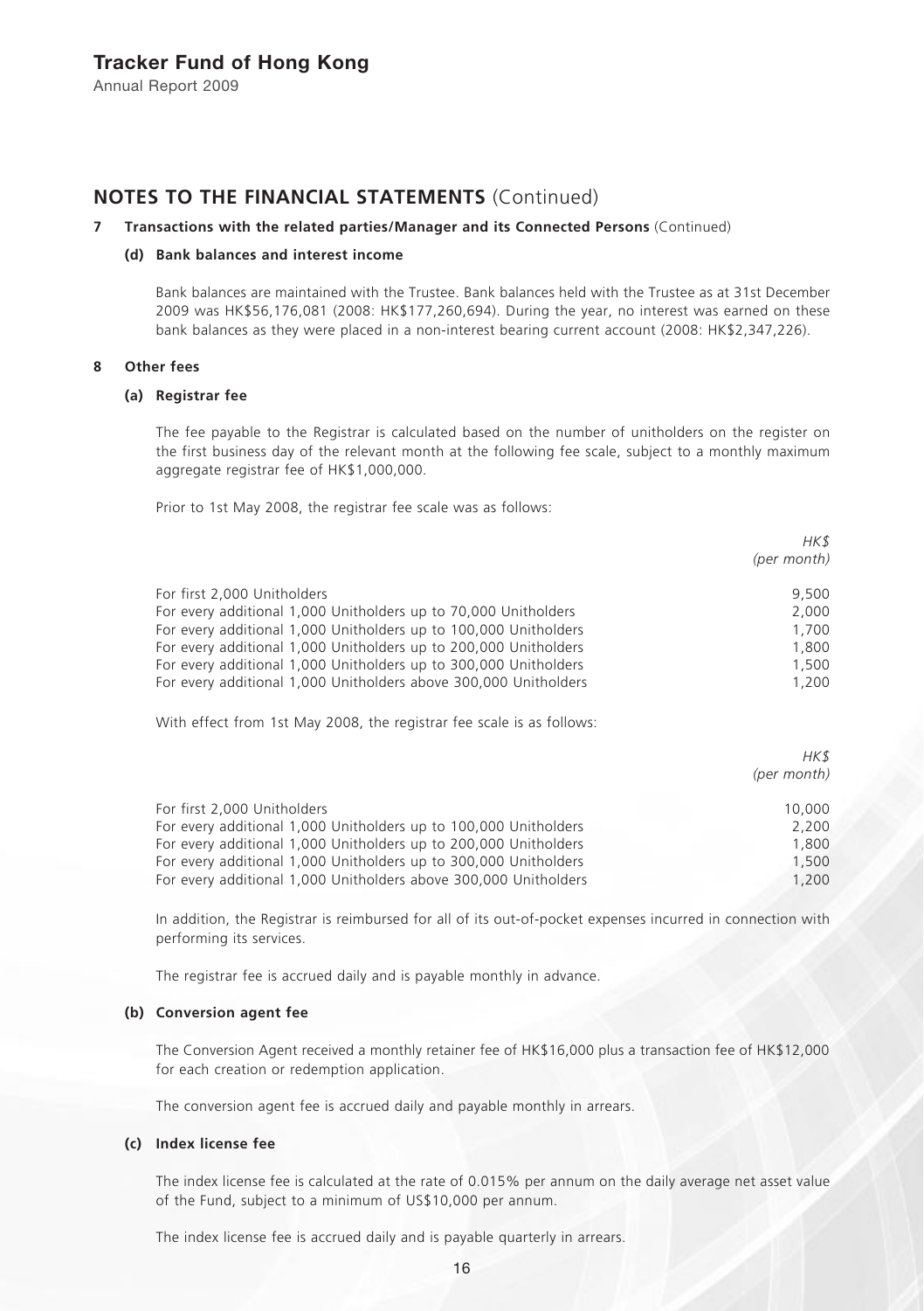## NOTES TO THE FINANCIAL STATEMENTS (Continued)

**7 Transactions with the related parties/Manager and its Connected Persons** (Continued)

**(d) Bank balances and interest income**

Bank balances are maintained with the Trustee. Bank balances held with the Trustee as at 31st December 2009 was HK$56,176,081 (2008: HK$177,260,694). During the year, no interest was earned on these bank balances as they were placed in a non-interest bearing current account (2008: HK$2,347,226).

**8 Other fees**

**(a) Registrar fee**

The fee payable to the Registrar is calculated based on the number of unitholders on the register on the first business day of the relevant month at the following fee scale, subject to a monthly maximum aggregate registrar fee of HK$1,000,000.

Prior to 1st May 2008, the registrar fee scale was as follows:

| | *HK$* *(per month)* |
|---|---|
| For first 2,000 Unitholders | 9,500 |
| For every additional 1,000 Unitholders up to 70,000 Unitholders | 2,000 |
| For every additional 1,000 Unitholders up to 100,000 Unitholders | 1,700 |
| For every additional 1,000 Unitholders up to 200,000 Unitholders | 1,800 |
| For every additional 1,000 Unitholders up to 300,000 Unitholders | 1,500 |
| For every additional 1,000 Unitholders above 300,000 Unitholders | 1,200 |

With effect from 1st May 2008, the registrar fee scale is as follows:

| | *HK$* *(per month)* |
|---|---|
| For first 2,000 Unitholders | 10,000 |
| For every additional 1,000 Unitholders up to 100,000 Unitholders | 2,200 |
| For every additional 1,000 Unitholders up to 200,000 Unitholders | 1,800 |
| For every additional 1,000 Unitholders up to 300,000 Unitholders | 1,500 |
| For every additional 1,000 Unitholders above 300,000 Unitholders | 1,200 |

In addition, the Registrar is reimbursed for all of its out-of-pocket expenses incurred in connection with performing its services.

The registrar fee is accrued daily and is payable monthly in advance.

**(b) Conversion agent fee**

The Conversion Agent received a monthly retainer fee of HK$16,000 plus a transaction fee of HK$12,000 for each creation or redemption application.

The conversion agent fee is accrued daily and payable monthly in arrears.

**(c) Index license fee**

The index license fee is calculated at the rate of 0.015% per annum on the daily average net asset value of the Fund, subject to a minimum of US$10,000 per annum.

The index license fee is accrued daily and is payable quarterly in arrears.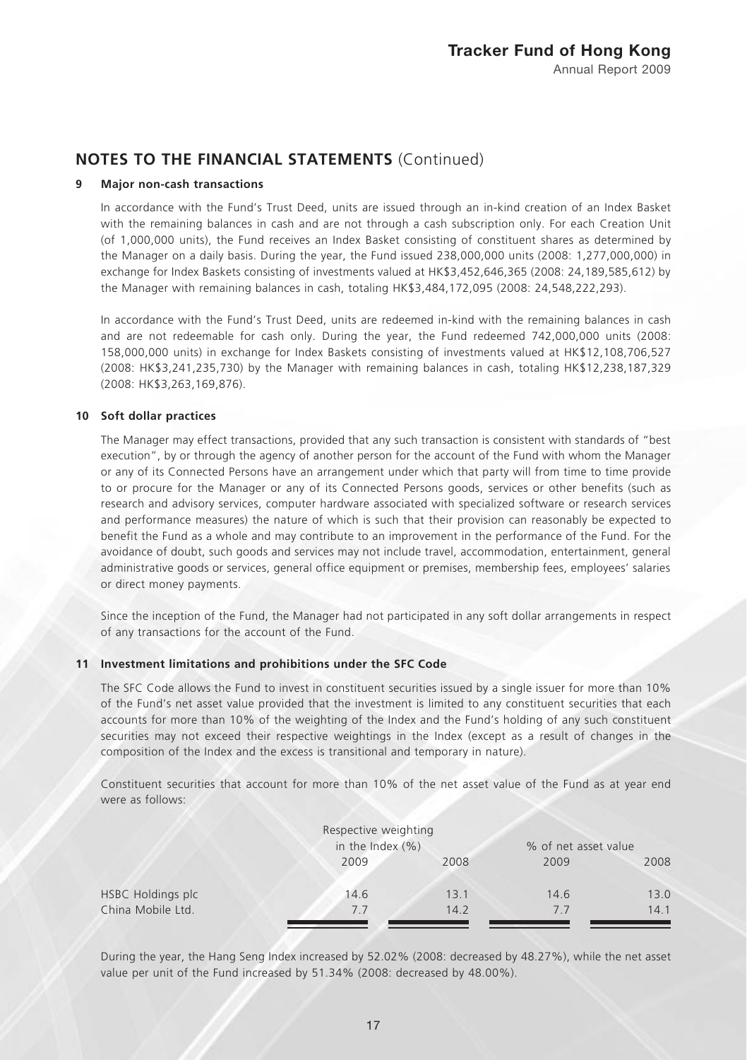## NOTES TO THE FINANCIAL STATEMENTS (Continued)

### 9 Major non-cash transactions

In accordance with the Fund's Trust Deed, units are issued through an in-kind creation of an Index Basket with the remaining balances in cash and are not through a cash subscription only. For each Creation Unit (of 1,000,000 units), the Fund receives an Index Basket consisting of constituent shares as determined by the Manager on a daily basis. During the year, the Fund issued 238,000,000 units (2008: 1,277,000,000) in exchange for Index Baskets consisting of investments valued at HK$3,452,646,365 (2008: 24,189,585,612) by the Manager with remaining balances in cash, totaling HK$3,484,172,095 (2008: 24,548,222,293).

In accordance with the Fund's Trust Deed, units are redeemed in-kind with the remaining balances in cash and are not redeemable for cash only. During the year, the Fund redeemed 742,000,000 units (2008: 158,000,000 units) in exchange for Index Baskets consisting of investments valued at HK$12,108,706,527 (2008: HK$3,241,235,730) by the Manager with remaining balances in cash, totaling HK$12,238,187,329 (2008: HK$3,263,169,876).

### 10 Soft dollar practices

The Manager may effect transactions, provided that any such transaction is consistent with standards of "best execution", by or through the agency of another person for the account of the Fund with whom the Manager or any of its Connected Persons have an arrangement under which that party will from time to time provide to or procure for the Manager or any of its Connected Persons goods, services or other benefits (such as research and advisory services, computer hardware associated with specialized software or research services and performance measures) the nature of which is such that their provision can reasonably be expected to benefit the Fund as a whole and may contribute to an improvement in the performance of the Fund. For the avoidance of doubt, such goods and services may not include travel, accommodation, entertainment, general administrative goods or services, general office equipment or premises, membership fees, employees' salaries or direct money payments.

Since the inception of the Fund, the Manager had not participated in any soft dollar arrangements in respect of any transactions for the account of the Fund.

### 11 Investment limitations and prohibitions under the SFC Code

The SFC Code allows the Fund to invest in constituent securities issued by a single issuer for more than 10% of the Fund's net asset value provided that the investment is limited to any constituent securities that each accounts for more than 10% of the weighting of the Index and the Fund's holding of any such constituent securities may not exceed their respective weightings in the Index (except as a result of changes in the composition of the Index and the excess is transitional and temporary in nature).

Constituent securities that account for more than 10% of the net asset value of the Fund as at year end were as follows:

| | Respective weighting in the Index (%) | | % of net asset value | |
|---|---|---|---|---|
| | 2009 | 2008 | 2009 | 2008 |
| HSBC Holdings plc | 14.6 | 13.1 | 14.6 | 13.0 |
| China Mobile Ltd. | 7.7 | 14.2 | 7.7 | 14.1 |

During the year, the Hang Seng Index increased by 52.02% (2008: decreased by 48.27%), while the net asset value per unit of the Fund increased by 51.34% (2008: decreased by 48.00%).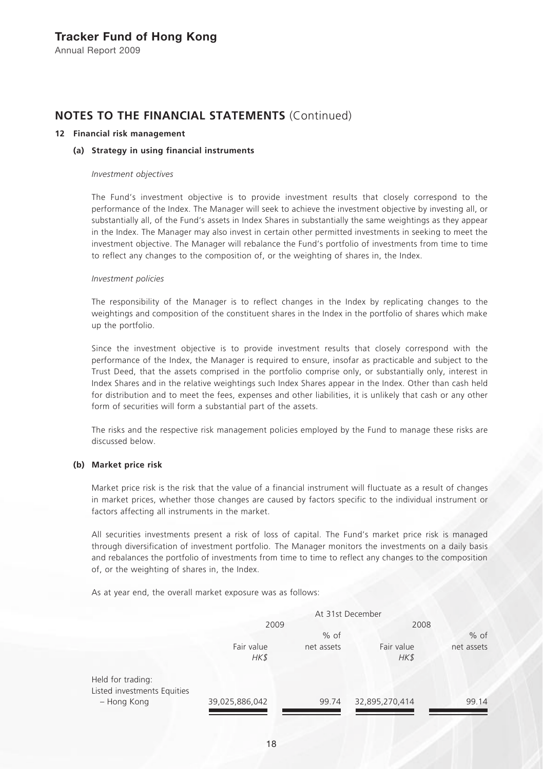## NOTES TO THE FINANCIAL STATEMENTS (Continued)

### 12 Financial risk management

#### (a) Strategy in using financial instruments

*Investment objectives*

The Fund's investment objective is to provide investment results that closely correspond to the performance of the Index. The Manager will seek to achieve the investment objective by investing all, or substantially all, of the Fund's assets in Index Shares in substantially the same weightings as they appear in the Index. The Manager may also invest in certain other permitted investments in seeking to meet the investment objective. The Manager will rebalance the Fund's portfolio of investments from time to time to reflect any changes to the composition of, or the weighting of shares in, the Index.

*Investment policies*

The responsibility of the Manager is to reflect changes in the Index by replicating changes to the weightings and composition of the constituent shares in the Index in the portfolio of shares which make up the portfolio.

Since the investment objective is to provide investment results that closely correspond with the performance of the Index, the Manager is required to ensure, insofar as practicable and subject to the Trust Deed, that the assets comprised in the portfolio comprise only, or substantially only, interest in Index Shares and in the relative weightings such Index Shares appear in the Index. Other than cash held for distribution and to meet the fees, expenses and other liabilities, it is unlikely that cash or any other form of securities will form a substantial part of the assets.

The risks and the respective risk management policies employed by the Fund to manage these risks are discussed below.

#### (b) Market price risk

Market price risk is the risk that the value of a financial instrument will fluctuate as a result of changes in market prices, whether those changes are caused by factors specific to the individual instrument or factors affecting all instruments in the market.

All securities investments present a risk of loss of capital. The Fund's market price risk is managed through diversification of investment portfolio. The Manager monitors the investments on a daily basis and rebalances the portfolio of investments from time to time to reflect any changes to the composition of, or the weighting of shares in, the Index.

As at year end, the overall market exposure was as follows:

| | At 31st December | | | |
|---|---|---|---|---|
| | 2009 | | 2008 | |
| | Fair value<br>*HK$* | % of<br>net assets | Fair value<br>*HK$* | % of<br>net assets |
| Held for trading:<br>Listed investments Equities<br>– Hong Kong | 39,025,886,042 | 99.74 | 32,895,270,414 | 99.14 |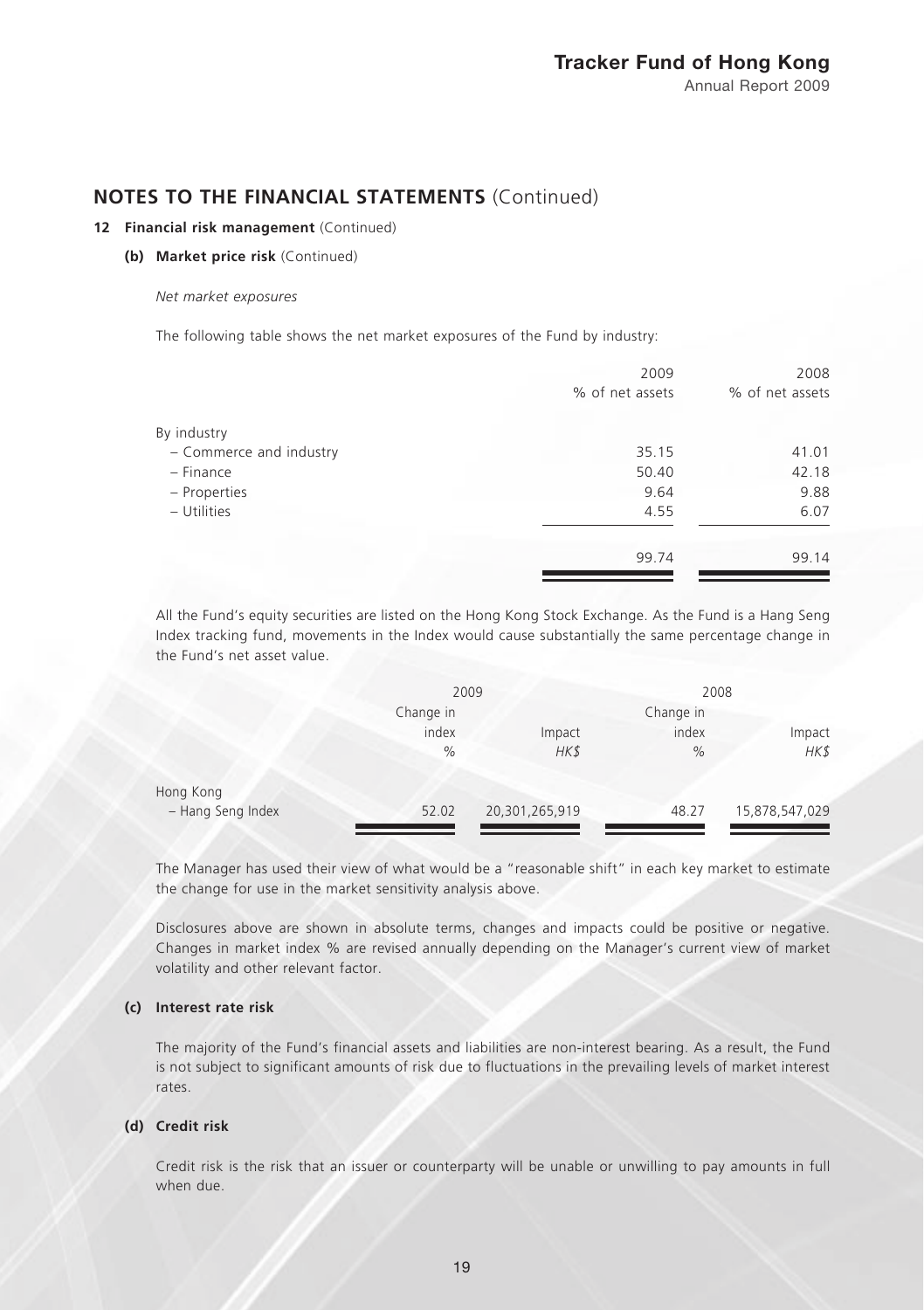## NOTES TO THE FINANCIAL STATEMENTS (Continued)

### 12 Financial risk management (Continued)

#### (b) Market price risk (Continued)

*Net market exposures*

The following table shows the net market exposures of the Fund by industry:

| | 2009 % of net assets | 2008 % of net assets |
|---|---|---|
| By industry | | |
| – Commerce and industry | 35.15 | 41.01 |
| – Finance | 50.40 | 42.18 |
| – Properties | 9.64 | 9.88 |
| – Utilities | 4.55 | 6.07 |
| | 99.74 | 99.14 |

All the Fund's equity securities are listed on the Hong Kong Stock Exchange. As the Fund is a Hang Seng Index tracking fund, movements in the Index would cause substantially the same percentage change in the Fund's net asset value.

| | 2009 | | 2008 | |
|---|---|---|---|---|
| | Change in index % | Impact *HK$* | Change in index % | Impact *HK$* |
| Hong Kong – Hang Seng Index | 52.02 | 20,301,265,919 | 48.27 | 15,878,547,029 |

The Manager has used their view of what would be a "reasonable shift" in each key market to estimate the change for use in the market sensitivity analysis above.

Disclosures above are shown in absolute terms, changes and impacts could be positive or negative. Changes in market index % are revised annually depending on the Manager's current view of market volatility and other relevant factor.

#### (c) Interest rate risk

The majority of the Fund's financial assets and liabilities are non-interest bearing. As a result, the Fund is not subject to significant amounts of risk due to fluctuations in the prevailing levels of market interest rates.

#### (d) Credit risk

Credit risk is the risk that an issuer or counterparty will be unable or unwilling to pay amounts in full when due.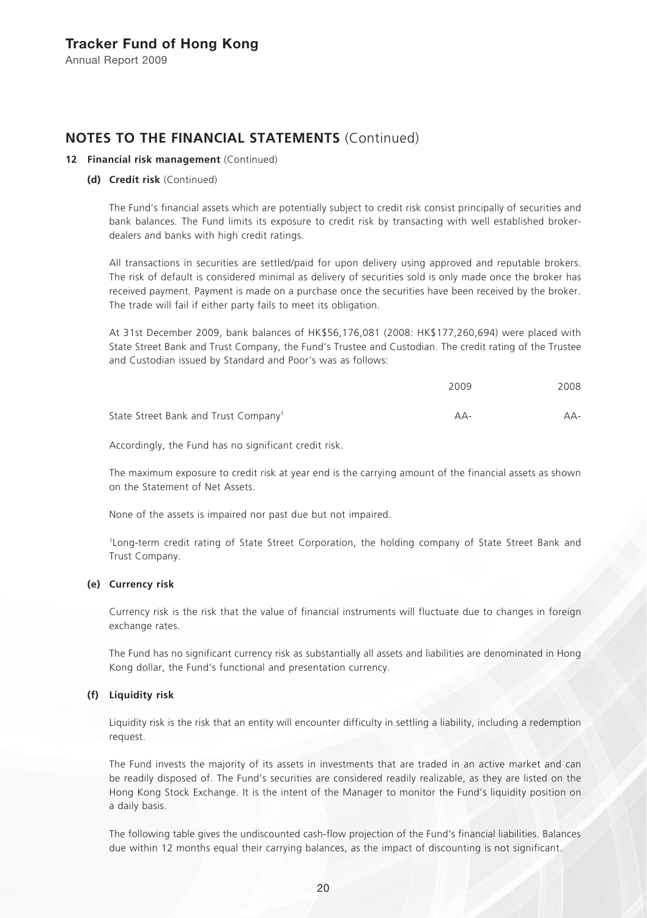## NOTES TO THE FINANCIAL STATEMENTS (Continued)

### 12 Financial risk management (Continued)

#### (d) Credit risk (Continued)

The Fund's financial assets which are potentially subject to credit risk consist principally of securities and bank balances. The Fund limits its exposure to credit risk by transacting with well established broker-dealers and banks with high credit ratings.

All transactions in securities are settled/paid for upon delivery using approved and reputable brokers. The risk of default is considered minimal as delivery of securities sold is only made once the broker has received payment. Payment is made on a purchase once the securities have been received by the broker. The trade will fail if either party fails to meet its obligation.

At 31st December 2009, bank balances of HK$56,176,081 (2008: HK$177,260,694) were placed with State Street Bank and Trust Company, the Fund's Trustee and Custodian. The credit rating of the Trustee and Custodian issued by Standard and Poor's was as follows:

| | 2009 | 2008 |
|---|---|---|
| State Street Bank and Trust Company[1] | AA- | AA- |

Accordingly, the Fund has no significant credit risk.

The maximum exposure to credit risk at year end is the carrying amount of the financial assets as shown on the Statement of Net Assets.

None of the assets is impaired nor past due but not impaired.

[1]Long-term credit rating of State Street Corporation, the holding company of State Street Bank and Trust Company.

#### (e) Currency risk

Currency risk is the risk that the value of financial instruments will fluctuate due to changes in foreign exchange rates.

The Fund has no significant currency risk as substantially all assets and liabilities are denominated in Hong Kong dollar, the Fund's functional and presentation currency.

#### (f) Liquidity risk

Liquidity risk is the risk that an entity will encounter difficulty in settling a liability, including a redemption request.

The Fund invests the majority of its assets in investments that are traded in an active market and can be readily disposed of. The Fund's securities are considered readily realizable, as they are listed on the Hong Kong Stock Exchange. It is the intent of the Manager to monitor the Fund's liquidity position on a daily basis.

The following table gives the undiscounted cash-flow projection of the Fund's financial liabilities. Balances due within 12 months equal their carrying balances, as the impact of discounting is not significant.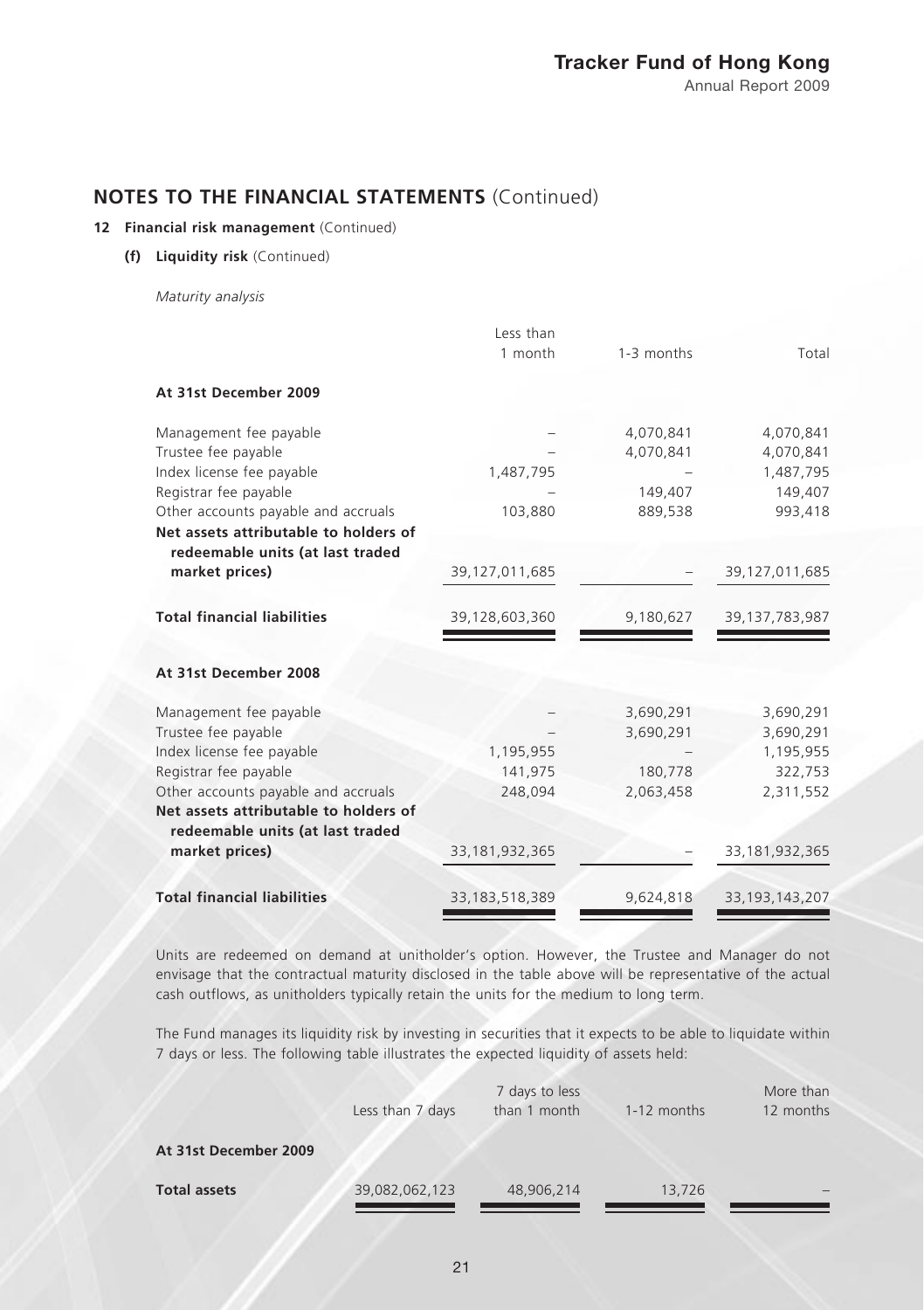## NOTES TO THE FINANCIAL STATEMENTS (Continued)

### 12 Financial risk management (Continued)

#### (f) Liquidity risk (Continued)

*Maturity analysis*

| | Less than 1 month | 1-3 months | Total |
|---|---|---|---|
| **At 31st December 2009** | | | |
| Management fee payable | – | 4,070,841 | 4,070,841 |
| Trustee fee payable | – | 4,070,841 | 4,070,841 |
| Index license fee payable | 1,487,795 | – | 1,487,795 |
| Registrar fee payable | – | 149,407 | 149,407 |
| Other accounts payable and accruals | 103,880 | 889,538 | 993,418 |
| **Net assets attributable to holders of redeemable units (at last traded market prices)** | 39,127,011,685 | – | 39,127,011,685 |
| **Total financial liabilities** | 39,128,603,360 | 9,180,627 | 39,137,783,987 |
| **At 31st December 2008** | | | |
| Management fee payable | – | 3,690,291 | 3,690,291 |
| Trustee fee payable | – | 3,690,291 | 3,690,291 |
| Index license fee payable | 1,195,955 | – | 1,195,955 |
| Registrar fee payable | 141,975 | 180,778 | 322,753 |
| Other accounts payable and accruals | 248,094 | 2,063,458 | 2,311,552 |
| **Net assets attributable to holders of redeemable units (at last traded market prices)** | 33,181,932,365 | – | 33,181,932,365 |
| **Total financial liabilities** | 33,183,518,389 | 9,624,818 | 33,193,143,207 |

Units are redeemed on demand at unitholder's option. However, the Trustee and Manager do not envisage that the contractual maturity disclosed in the table above will be representative of the actual cash outflows, as unitholders typically retain the units for the medium to long term.

The Fund manages its liquidity risk by investing in securities that it expects to be able to liquidate within 7 days or less. The following table illustrates the expected liquidity of assets held:

| | Less than 7 days | 7 days to less than 1 month | 1-12 months | More than 12 months |
|---|---|---|---|---|
| **At 31st December 2009** | | | | |
| **Total assets** | 39,082,062,123 | 48,906,214 | 13,726 | – |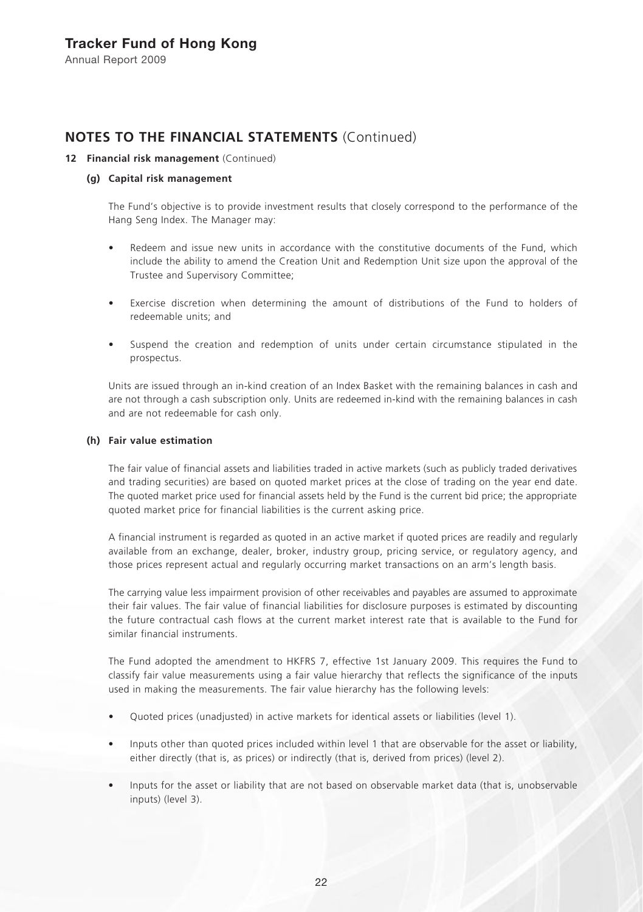## NOTES TO THE FINANCIAL STATEMENTS (Continued)

**12 Financial risk management** (Continued)

**(g) Capital risk management**

The Fund's objective is to provide investment results that closely correspond to the performance of the Hang Seng Index. The Manager may:

- Redeem and issue new units in accordance with the constitutive documents of the Fund, which include the ability to amend the Creation Unit and Redemption Unit size upon the approval of the Trustee and Supervisory Committee;
- Exercise discretion when determining the amount of distributions of the Fund to holders of redeemable units; and
- Suspend the creation and redemption of units under certain circumstance stipulated in the prospectus.

Units are issued through an in-kind creation of an Index Basket with the remaining balances in cash and are not through a cash subscription only. Units are redeemed in-kind with the remaining balances in cash and are not redeemable for cash only.

**(h) Fair value estimation**

The fair value of financial assets and liabilities traded in active markets (such as publicly traded derivatives and trading securities) are based on quoted market prices at the close of trading on the year end date. The quoted market price used for financial assets held by the Fund is the current bid price; the appropriate quoted market price for financial liabilities is the current asking price.

A financial instrument is regarded as quoted in an active market if quoted prices are readily and regularly available from an exchange, dealer, broker, industry group, pricing service, or regulatory agency, and those prices represent actual and regularly occurring market transactions on an arm's length basis.

The carrying value less impairment provision of other receivables and payables are assumed to approximate their fair values. The fair value of financial liabilities for disclosure purposes is estimated by discounting the future contractual cash flows at the current market interest rate that is available to the Fund for similar financial instruments.

The Fund adopted the amendment to HKFRS 7, effective 1st January 2009. This requires the Fund to classify fair value measurements using a fair value hierarchy that reflects the significance of the inputs used in making the measurements. The fair value hierarchy has the following levels:

- Quoted prices (unadjusted) in active markets for identical assets or liabilities (level 1).
- Inputs other than quoted prices included within level 1 that are observable for the asset or liability, either directly (that is, as prices) or indirectly (that is, derived from prices) (level 2).
- Inputs for the asset or liability that are not based on observable market data (that is, unobservable inputs) (level 3).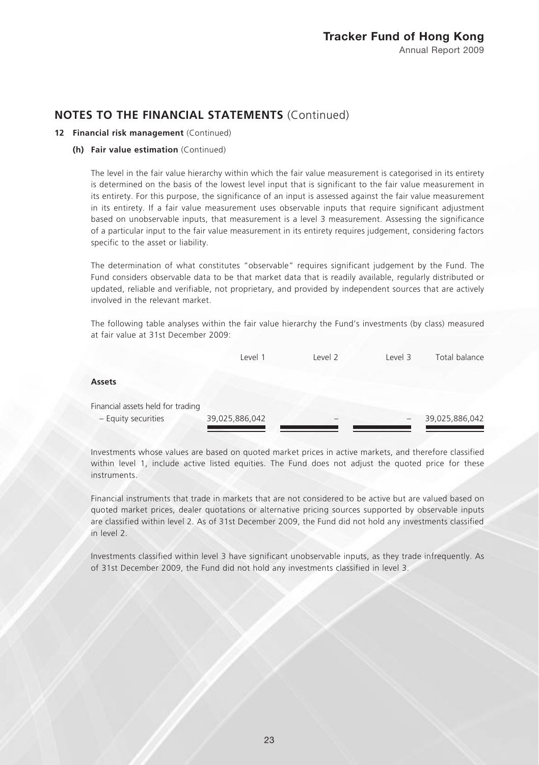## NOTES TO THE FINANCIAL STATEMENTS (Continued)

**12 Financial risk management** (Continued)

**(h) Fair value estimation** (Continued)

The level in the fair value hierarchy within which the fair value measurement is categorised in its entirety is determined on the basis of the lowest level input that is significant to the fair value measurement in its entirety. For this purpose, the significance of an input is assessed against the fair value measurement in its entirety. If a fair value measurement uses observable inputs that require significant adjustment based on unobservable inputs, that measurement is a level 3 measurement. Assessing the significance of a particular input to the fair value measurement in its entirety requires judgement, considering factors specific to the asset or liability.

The determination of what constitutes "observable" requires significant judgement by the Fund. The Fund considers observable data to be that market data that is readily available, regularly distributed or updated, reliable and verifiable, not proprietary, and provided by independent sources that are actively involved in the relevant market.

The following table analyses within the fair value hierarchy the Fund's investments (by class) measured at fair value at 31st December 2009:

| | Level 1 | Level 2 | Level 3 | Total balance |
|---|---|---|---|---|
| **Assets** | | | | |
| Financial assets held for trading | | | | |
| – Equity securities | 39,025,886,042 | – | – | 39,025,886,042 |

Investments whose values are based on quoted market prices in active markets, and therefore classified within level 1, include active listed equities. The Fund does not adjust the quoted price for these instruments.

Financial instruments that trade in markets that are not considered to be active but are valued based on quoted market prices, dealer quotations or alternative pricing sources supported by observable inputs are classified within level 2. As of 31st December 2009, the Fund did not hold any investments classified in level 2.

Investments classified within level 3 have significant unobservable inputs, as they trade infrequently. As of 31st December 2009, the Fund did not hold any investments classified in level 3.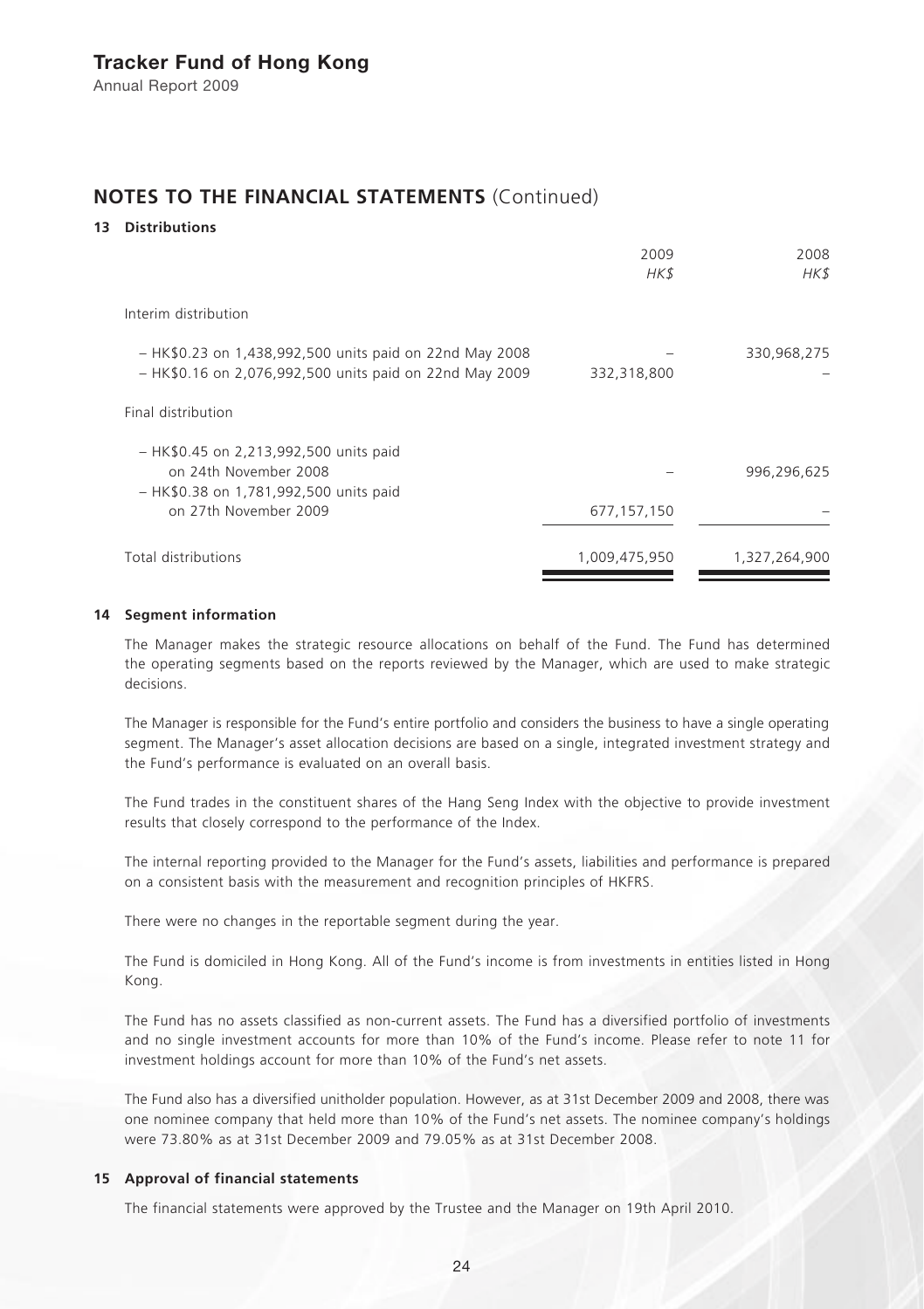## NOTES TO THE FINANCIAL STATEMENTS (Continued)

### 13 Distributions

| | 2009 | 2008 |
|---|---|---|
| | *HK$* | *HK$* |
| Interim distribution | | |
| – HK$0.23 on 1,438,992,500 units paid on 22nd May 2008 | – | 330,968,275 |
| – HK$0.16 on 2,076,992,500 units paid on 22nd May 2009 | 332,318,800 | – |
| Final distribution | | |
| – HK$0.45 on 2,213,992,500 units paid on 24th November 2008 | – | 996,296,625 |
| – HK$0.38 on 1,781,992,500 units paid on 27th November 2009 | 677,157,150 | – |
| Total distributions | 1,009,475,950 | 1,327,264,900 |

### 14 Segment information

The Manager makes the strategic resource allocations on behalf of the Fund. The Fund has determined the operating segments based on the reports reviewed by the Manager, which are used to make strategic decisions.

The Manager is responsible for the Fund's entire portfolio and considers the business to have a single operating segment. The Manager's asset allocation decisions are based on a single, integrated investment strategy and the Fund's performance is evaluated on an overall basis.

The Fund trades in the constituent shares of the Hang Seng Index with the objective to provide investment results that closely correspond to the performance of the Index.

The internal reporting provided to the Manager for the Fund's assets, liabilities and performance is prepared on a consistent basis with the measurement and recognition principles of HKFRS.

There were no changes in the reportable segment during the year.

The Fund is domiciled in Hong Kong. All of the Fund's income is from investments in entities listed in Hong Kong.

The Fund has no assets classified as non-current assets. The Fund has a diversified portfolio of investments and no single investment accounts for more than 10% of the Fund's income. Please refer to note 11 for investment holdings account for more than 10% of the Fund's net assets.

The Fund also has a diversified unitholder population. However, as at 31st December 2009 and 2008, there was one nominee company that held more than 10% of the Fund's net assets. The nominee company's holdings were 73.80% as at 31st December 2009 and 79.05% as at 31st December 2008.

### 15 Approval of financial statements

The financial statements were approved by the Trustee and the Manager on 19th April 2010.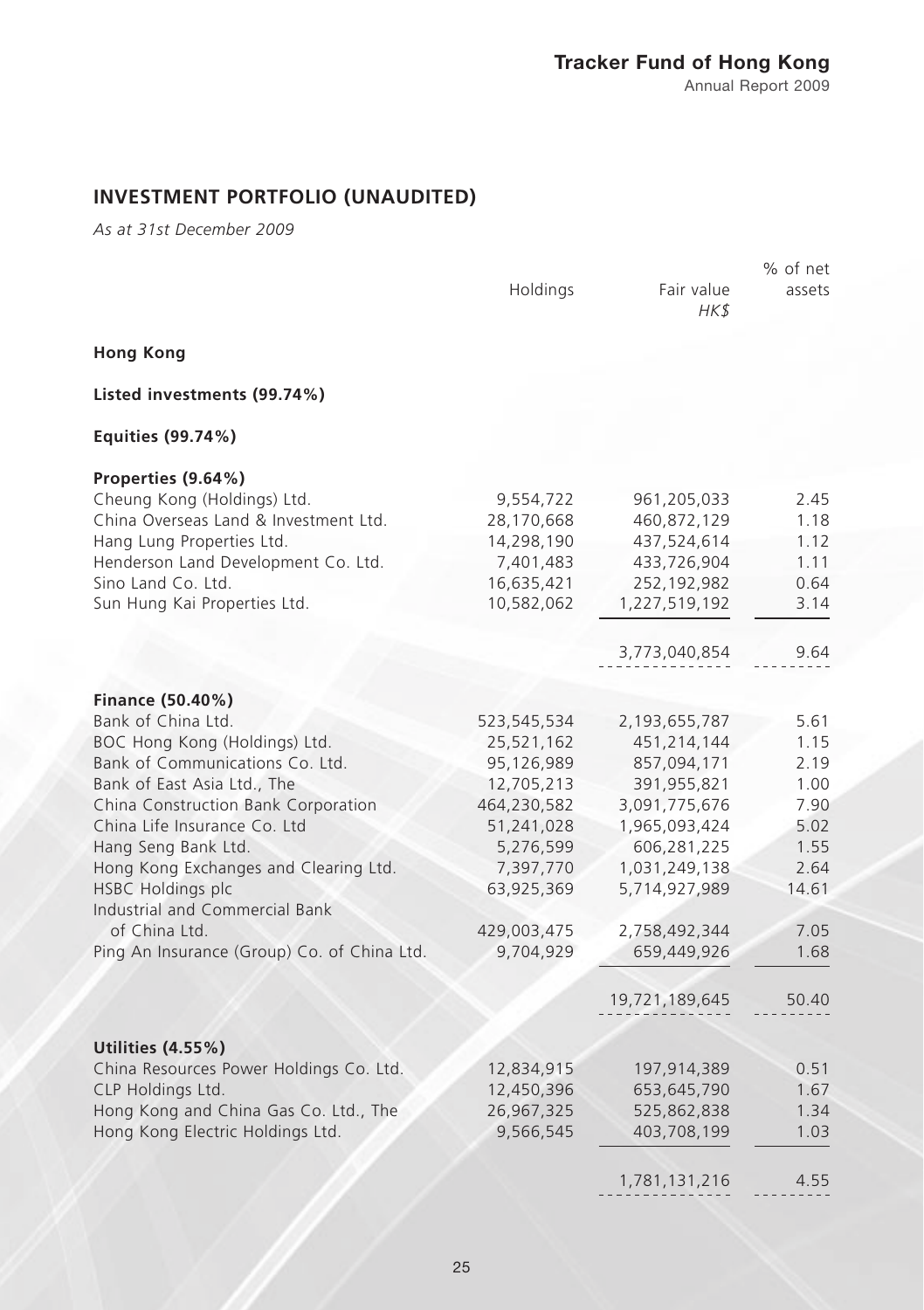## INVESTMENT PORTFOLIO (UNAUDITED)

*As at 31st December 2009*

| | Holdings | Fair value *HK$* | % of net assets |
|---|---|---|---|
| **Hong Kong** | | | |
| **Listed investments (99.74%)** | | | |
| **Equities (99.74%)** | | | |
| **Properties (9.64%)** | | | |
| Cheung Kong (Holdings) Ltd. | 9,554,722 | 961,205,033 | 2.45 |
| China Overseas Land & Investment Ltd. | 28,170,668 | 460,872,129 | 1.18 |
| Hang Lung Properties Ltd. | 14,298,190 | 437,524,614 | 1.12 |
| Henderson Land Development Co. Ltd. | 7,401,483 | 433,726,904 | 1.11 |
| Sino Land Co. Ltd. | 16,635,421 | 252,192,982 | 0.64 |
| Sun Hung Kai Properties Ltd. | 10,582,062 | 1,227,519,192 | 3.14 |
| | | 3,773,040,854 | 9.64 |
| **Finance (50.40%)** | | | |
| Bank of China Ltd. | 523,545,534 | 2,193,655,787 | 5.61 |
| BOC Hong Kong (Holdings) Ltd. | 25,521,162 | 451,214,144 | 1.15 |
| Bank of Communications Co. Ltd. | 95,126,989 | 857,094,171 | 2.19 |
| Bank of East Asia Ltd., The | 12,705,213 | 391,955,821 | 1.00 |
| China Construction Bank Corporation | 464,230,582 | 3,091,775,676 | 7.90 |
| China Life Insurance Co. Ltd | 51,241,028 | 1,965,093,424 | 5.02 |
| Hang Seng Bank Ltd. | 5,276,599 | 606,281,225 | 1.55 |
| Hong Kong Exchanges and Clearing Ltd. | 7,397,770 | 1,031,249,138 | 2.64 |
| HSBC Holdings plc | 63,925,369 | 5,714,927,989 | 14.61 |
| Industrial and Commercial Bank of China Ltd. | 429,003,475 | 2,758,492,344 | 7.05 |
| Ping An Insurance (Group) Co. of China Ltd. | 9,704,929 | 659,449,926 | 1.68 |
| | | 19,721,189,645 | 50.40 |
| **Utilities (4.55%)** | | | |
| China Resources Power Holdings Co. Ltd. | 12,834,915 | 197,914,389 | 0.51 |
| CLP Holdings Ltd. | 12,450,396 | 653,645,790 | 1.67 |
| Hong Kong and China Gas Co. Ltd., The | 26,967,325 | 525,862,838 | 1.34 |
| Hong Kong Electric Holdings Ltd. | 9,566,545 | 403,708,199 | 1.03 |
| | | 1,781,131,216 | 4.55 |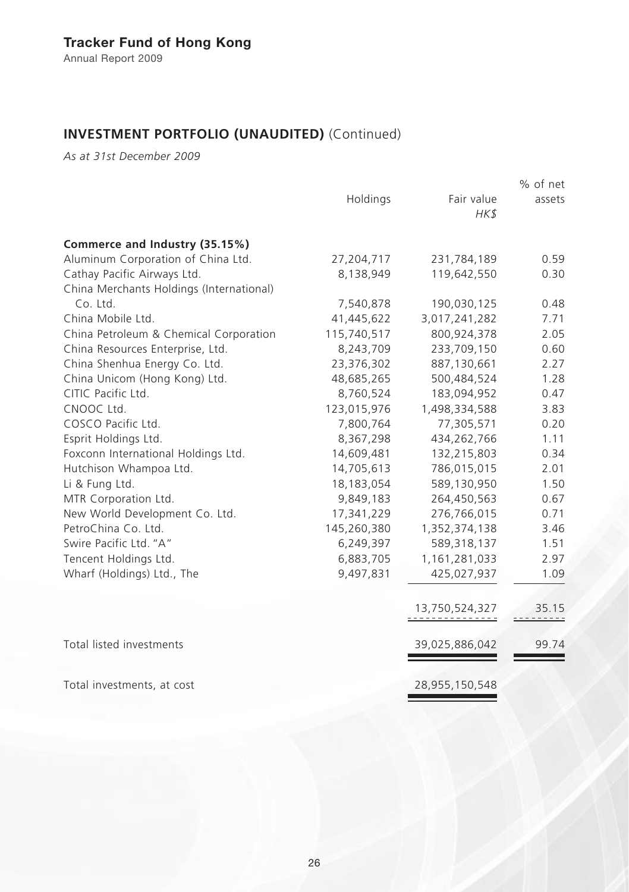## INVESTMENT PORTFOLIO (UNAUDITED) (Continued)

*As at 31st December 2009*

| | Holdings | Fair value<br>*HK$* | % of net assets |
|---|---|---|---|
| **Commerce and Industry (35.15%)** | | | |
| Aluminum Corporation of China Ltd. | 27,204,717 | 231,784,189 | 0.59 |
| Cathay Pacific Airways Ltd. | 8,138,949 | 119,642,550 | 0.30 |
| China Merchants Holdings (International) Co. Ltd. | 7,540,878 | 190,030,125 | 0.48 |
| China Mobile Ltd. | 41,445,622 | 3,017,241,282 | 7.71 |
| China Petroleum & Chemical Corporation | 115,740,517 | 800,924,378 | 2.05 |
| China Resources Enterprise, Ltd. | 8,243,709 | 233,709,150 | 0.60 |
| China Shenhua Energy Co. Ltd. | 23,376,302 | 887,130,661 | 2.27 |
| China Unicom (Hong Kong) Ltd. | 48,685,265 | 500,484,524 | 1.28 |
| CITIC Pacific Ltd. | 8,760,524 | 183,094,952 | 0.47 |
| CNOOC Ltd. | 123,015,976 | 1,498,334,588 | 3.83 |
| COSCO Pacific Ltd. | 7,800,764 | 77,305,571 | 0.20 |
| Esprit Holdings Ltd. | 8,367,298 | 434,262,766 | 1.11 |
| Foxconn International Holdings Ltd. | 14,609,481 | 132,215,803 | 0.34 |
| Hutchison Whampoa Ltd. | 14,705,613 | 786,015,015 | 2.01 |
| Li & Fung Ltd. | 18,183,054 | 589,130,950 | 1.50 |
| MTR Corporation Ltd. | 9,849,183 | 264,450,563 | 0.67 |
| New World Development Co. Ltd. | 17,341,229 | 276,766,015 | 0.71 |
| PetroChina Co. Ltd. | 145,260,380 | 1,352,374,138 | 3.46 |
| Swire Pacific Ltd. "A" | 6,249,397 | 589,318,137 | 1.51 |
| Tencent Holdings Ltd. | 6,883,705 | 1,161,281,033 | 2.97 |
| Wharf (Holdings) Ltd., The | 9,497,831 | 425,027,937 | 1.09 |
| | | 13,750,524,327 | 35.15 |
| Total listed investments | | 39,025,886,042 | 99.74 |
| Total investments, at cost | | 28,955,150,548 | |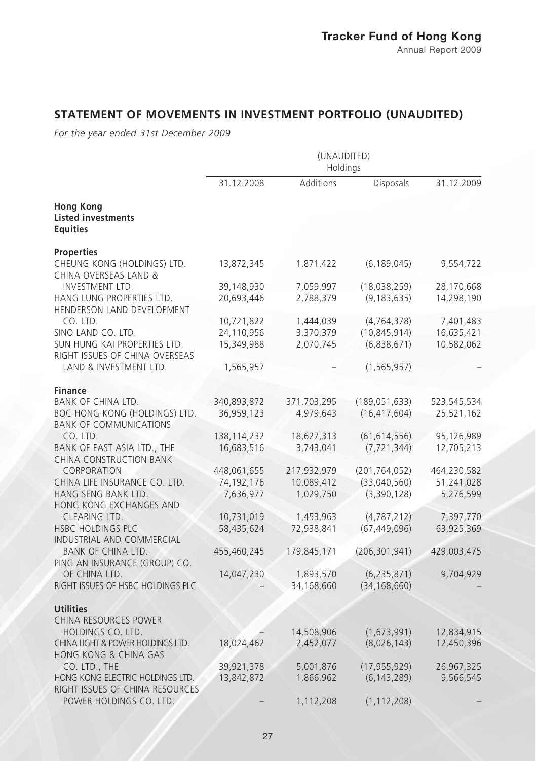## STATEMENT OF MOVEMENTS IN INVESTMENT PORTFOLIO (UNAUDITED)

*For the year ended 31st December 2009*

| | (UNAUDITED) Holdings | | | |
|---|---|---|---|---|
| | 31.12.2008 | Additions | Disposals | 31.12.2009 |
| **Hong Kong** | | | | |
| **Listed investments** | | | | |
| **Equities** | | | | |
| **Properties** | | | | |
| CHEUNG KONG (HOLDINGS) LTD. | 13,872,345 | 1,871,422 | (6,189,045) | 9,554,722 |
| CHINA OVERSEAS LAND & INVESTMENT LTD. | 39,148,930 | 7,059,997 | (18,038,259) | 28,170,668 |
| HANG LUNG PROPERTIES LTD. | 20,693,446 | 2,788,379 | (9,183,635) | 14,298,190 |
| HENDERSON LAND DEVELOPMENT CO. LTD. | 10,721,822 | 1,444,039 | (4,764,378) | 7,401,483 |
| SINO LAND CO. LTD. | 24,110,956 | 3,370,379 | (10,845,914) | 16,635,421 |
| SUN HUNG KAI PROPERTIES LTD. | 15,349,988 | 2,070,745 | (6,838,671) | 10,582,062 |
| RIGHT ISSUES OF CHINA OVERSEAS LAND & INVESTMENT LTD. | 1,565,957 | – | (1,565,957) | – |
| **Finance** | | | | |
| BANK OF CHINA LTD. | 340,893,872 | 371,703,295 | (189,051,633) | 523,545,534 |
| BOC HONG KONG (HOLDINGS) LTD. | 36,959,123 | 4,979,643 | (16,417,604) | 25,521,162 |
| BANK OF COMMUNICATIONS CO. LTD. | 138,114,232 | 18,627,313 | (61,614,556) | 95,126,989 |
| BANK OF EAST ASIA LTD., THE | 16,683,516 | 3,743,041 | (7,721,344) | 12,705,213 |
| CHINA CONSTRUCTION BANK CORPORATION | 448,061,655 | 217,932,979 | (201,764,052) | 464,230,582 |
| CHINA LIFE INSURANCE CO. LTD. | 74,192,176 | 10,089,412 | (33,040,560) | 51,241,028 |
| HANG SENG BANK LTD. | 7,636,977 | 1,029,750 | (3,390,128) | 5,276,599 |
| HONG KONG EXCHANGES AND CLEARING LTD. | 10,731,019 | 1,453,963 | (4,787,212) | 7,397,770 |
| HSBC HOLDINGS PLC | 58,435,624 | 72,938,841 | (67,449,096) | 63,925,369 |
| INDUSTRIAL AND COMMERCIAL BANK OF CHINA LTD. | 455,460,245 | 179,845,171 | (206,301,941) | 429,003,475 |
| PING AN INSURANCE (GROUP) CO. OF CHINA LTD. | 14,047,230 | 1,893,570 | (6,235,871) | 9,704,929 |
| RIGHT ISSUES OF HSBC HOLDINGS PLC | – | 34,168,660 | (34,168,660) | – |
| **Utilities** | | | | |
| CHINA RESOURCES POWER HOLDINGS CO. LTD. | – | 14,508,906 | (1,673,991) | 12,834,915 |
| CHINA LIGHT & POWER HOLDINGS LTD. | 18,024,462 | 2,452,077 | (8,026,143) | 12,450,396 |
| HONG KONG & CHINA GAS CO. LTD., THE | 39,921,378 | 5,001,876 | (17,955,929) | 26,967,325 |
| HONG KONG ELECTRIC HOLDINGS LTD. | 13,842,872 | 1,866,962 | (6,143,289) | 9,566,545 |
| RIGHT ISSUES OF CHINA RESOURCES POWER HOLDINGS CO. LTD. | – | 1,112,208 | (1,112,208) | – |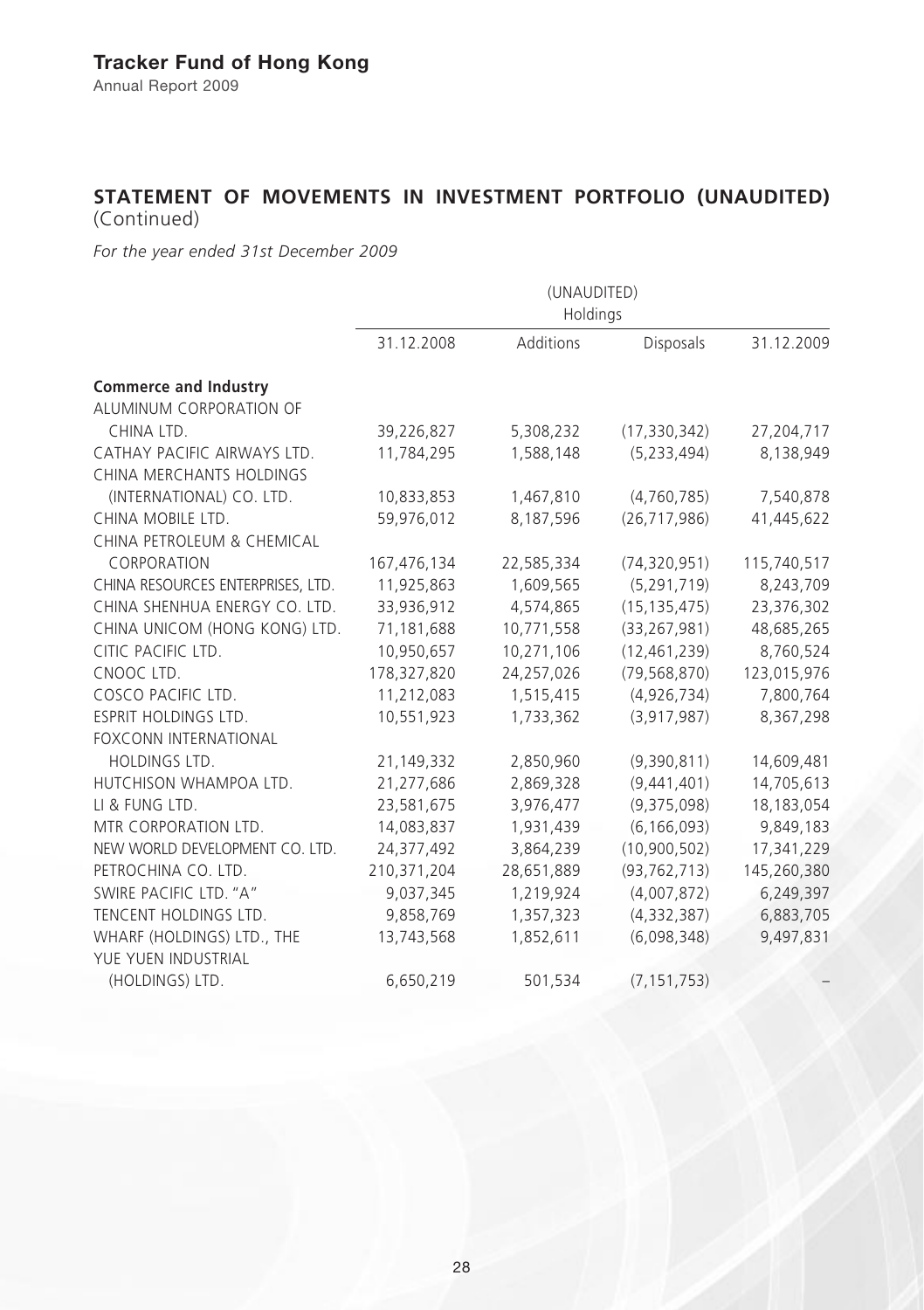## STATEMENT OF MOVEMENTS IN INVESTMENT PORTFOLIO (UNAUDITED) (Continued)

*For the year ended 31st December 2009*

| | (UNAUDITED) Holdings | | | |
|---|---|---|---|---|
| | 31.12.2008 | Additions | Disposals | 31.12.2009 |
| **Commerce and Industry** | | | | |
| ALUMINUM CORPORATION OF CHINA LTD. | 39,226,827 | 5,308,232 | (17,330,342) | 27,204,717 |
| CATHAY PACIFIC AIRWAYS LTD. | 11,784,295 | 1,588,148 | (5,233,494) | 8,138,949 |
| CHINA MERCHANTS HOLDINGS (INTERNATIONAL) CO. LTD. | 10,833,853 | 1,467,810 | (4,760,785) | 7,540,878 |
| CHINA MOBILE LTD. | 59,976,012 | 8,187,596 | (26,717,986) | 41,445,622 |
| CHINA PETROLEUM & CHEMICAL CORPORATION | 167,476,134 | 22,585,334 | (74,320,951) | 115,740,517 |
| CHINA RESOURCES ENTERPRISES, LTD. | 11,925,863 | 1,609,565 | (5,291,719) | 8,243,709 |
| CHINA SHENHUA ENERGY CO. LTD. | 33,936,912 | 4,574,865 | (15,135,475) | 23,376,302 |
| CHINA UNICOM (HONG KONG) LTD. | 71,181,688 | 10,771,558 | (33,267,981) | 48,685,265 |
| CITIC PACIFIC LTD. | 10,950,657 | 10,271,106 | (12,461,239) | 8,760,524 |
| CNOOC LTD. | 178,327,820 | 24,257,026 | (79,568,870) | 123,015,976 |
| COSCO PACIFIC LTD. | 11,212,083 | 1,515,415 | (4,926,734) | 7,800,764 |
| ESPRIT HOLDINGS LTD. | 10,551,923 | 1,733,362 | (3,917,987) | 8,367,298 |
| FOXCONN INTERNATIONAL HOLDINGS LTD. | 21,149,332 | 2,850,960 | (9,390,811) | 14,609,481 |
| HUTCHISON WHAMPOA LTD. | 21,277,686 | 2,869,328 | (9,441,401) | 14,705,613 |
| LI & FUNG LTD. | 23,581,675 | 3,976,477 | (9,375,098) | 18,183,054 |
| MTR CORPORATION LTD. | 14,083,837 | 1,931,439 | (6,166,093) | 9,849,183 |
| NEW WORLD DEVELOPMENT CO. LTD. | 24,377,492 | 3,864,239 | (10,900,502) | 17,341,229 |
| PETROCHINA CO. LTD. | 210,371,204 | 28,651,889 | (93,762,713) | 145,260,380 |
| SWIRE PACIFIC LTD. "A" | 9,037,345 | 1,219,924 | (4,007,872) | 6,249,397 |
| TENCENT HOLDINGS LTD. | 9,858,769 | 1,357,323 | (4,332,387) | 6,883,705 |
| WHARF (HOLDINGS) LTD., THE | 13,743,568 | 1,852,611 | (6,098,348) | 9,497,831 |
| YUE YUEN INDUSTRIAL (HOLDINGS) LTD. | 6,650,219 | 501,534 | (7,151,753) | – |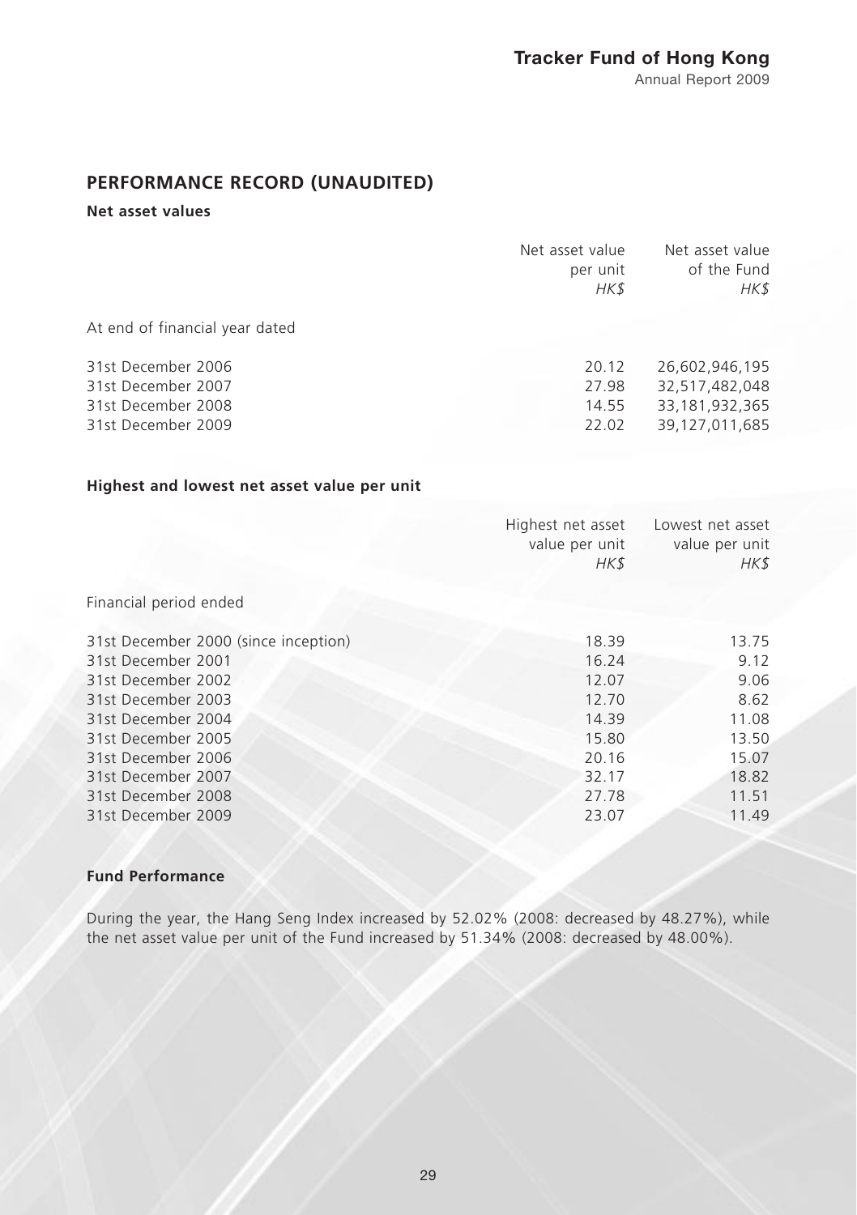## PERFORMANCE RECORD (UNAUDITED)

### Net asset values

| | Net asset value per unit *HK$* | Net asset value of the Fund *HK$* |
|---|---|---|
| At end of financial year dated | | |
| 31st December 2006 | 20.12 | 26,602,946,195 |
| 31st December 2007 | 27.98 | 32,517,482,048 |
| 31st December 2008 | 14.55 | 33,181,932,365 |
| 31st December 2009 | 22.02 | 39,127,011,685 |

### Highest and lowest net asset value per unit

| | Highest net asset value per unit *HK$* | Lowest net asset value per unit *HK$* |
|---|---|---|
| Financial period ended | | |
| 31st December 2000 (since inception) | 18.39 | 13.75 |
| 31st December 2001 | 16.24 | 9.12 |
| 31st December 2002 | 12.07 | 9.06 |
| 31st December 2003 | 12.70 | 8.62 |
| 31st December 2004 | 14.39 | 11.08 |
| 31st December 2005 | 15.80 | 13.50 |
| 31st December 2006 | 20.16 | 15.07 |
| 31st December 2007 | 32.17 | 18.82 |
| 31st December 2008 | 27.78 | 11.51 |
| 31st December 2009 | 23.07 | 11.49 |

### Fund Performance

During the year, the Hang Seng Index increased by 52.02% (2008: decreased by 48.27%), while the net asset value per unit of the Fund increased by 51.34% (2008: decreased by 48.00%).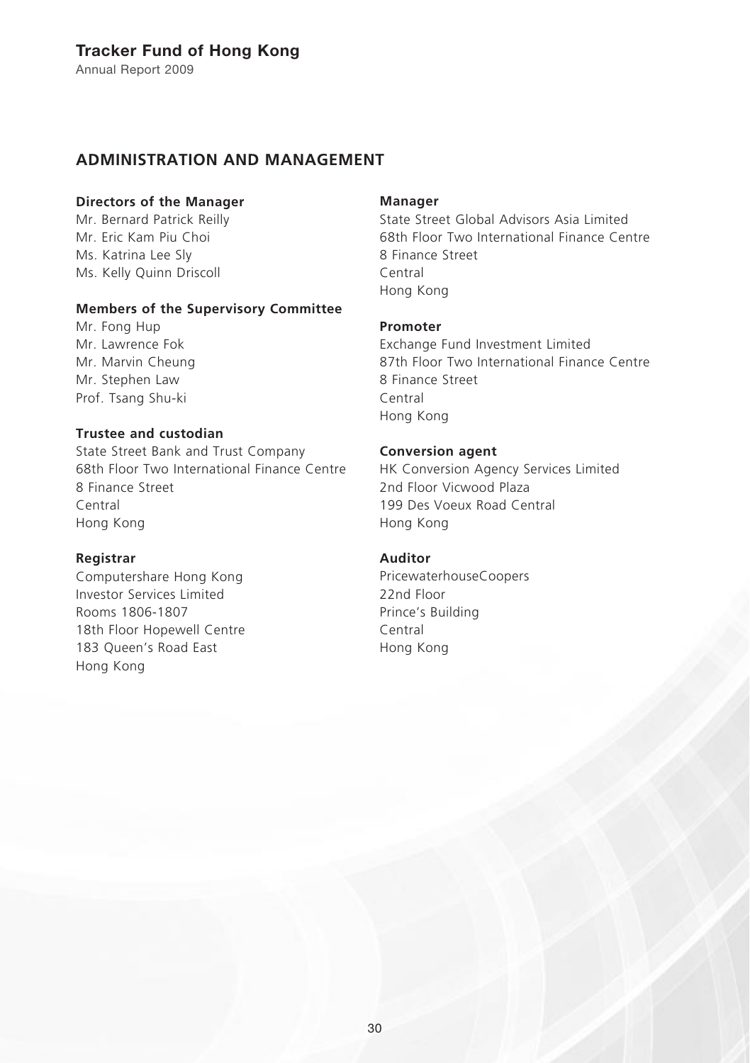## ADMINISTRATION AND MANAGEMENT

**Directors of the Manager**

Mr. Bernard Patrick Reilly
Mr. Eric Kam Piu Choi
Ms. Katrina Lee Sly
Ms. Kelly Quinn Driscoll

**Members of the Supervisory Committee**

Mr. Fong Hup
Mr. Lawrence Fok
Mr. Marvin Cheung
Mr. Stephen Law
Prof. Tsang Shu-ki

**Trustee and custodian**

State Street Bank and Trust Company
68th Floor Two International Finance Centre
8 Finance Street
Central
Hong Kong

**Registrar**

Computershare Hong Kong
Investor Services Limited
Rooms 1806-1807
18th Floor Hopewell Centre
183 Queen's Road East
Hong Kong

**Manager**

State Street Global Advisors Asia Limited
68th Floor Two International Finance Centre
8 Finance Street
Central
Hong Kong

**Promoter**

Exchange Fund Investment Limited
87th Floor Two International Finance Centre
8 Finance Street
Central
Hong Kong

**Conversion agent**

HK Conversion Agency Services Limited
2nd Floor Vicwood Plaza
199 Des Voeux Road Central
Hong Kong

**Auditor**

PricewaterhouseCoopers
22nd Floor
Prince's Building
Central
Hong Kong